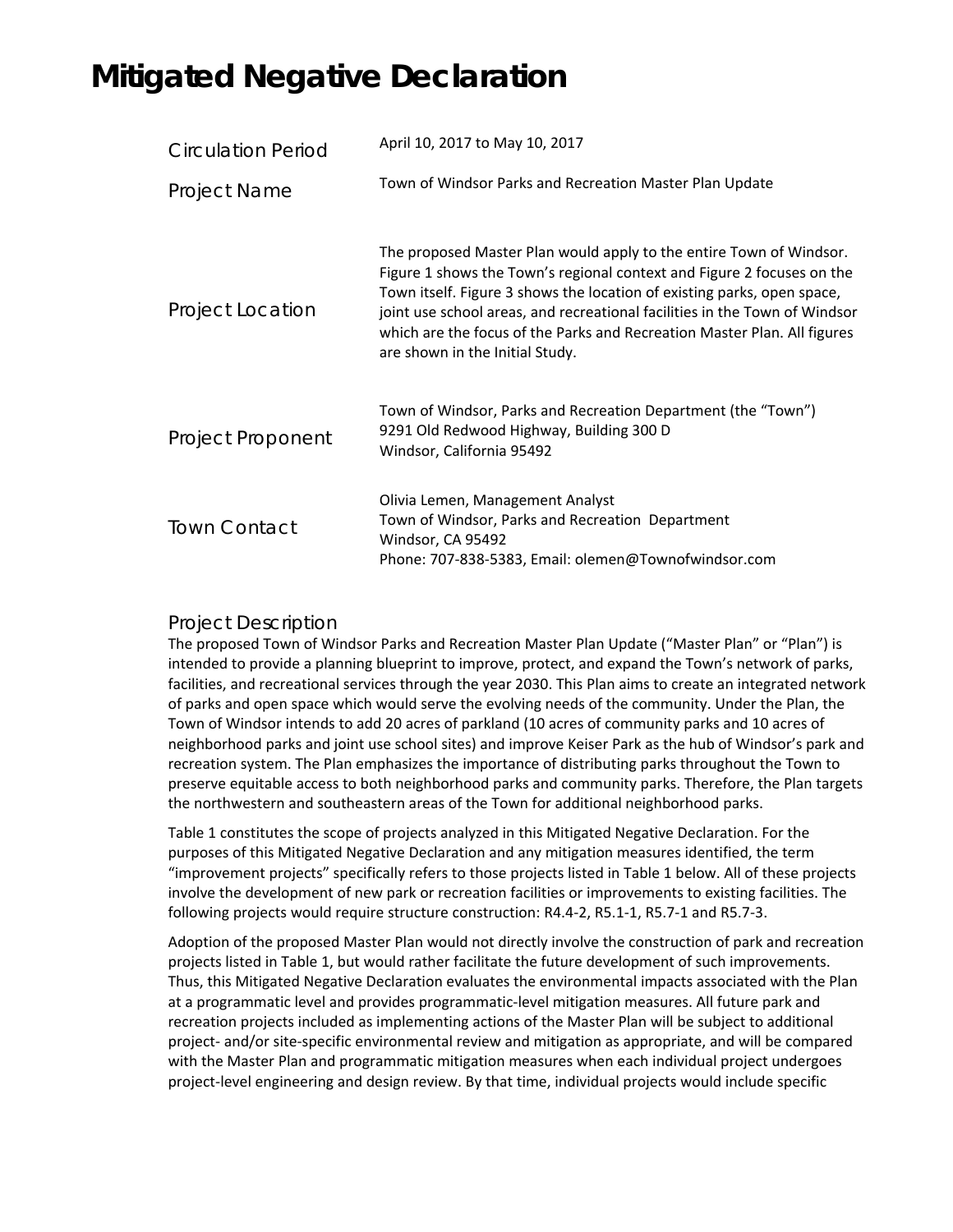# Mitigated Negative Declaration

| | |
|---|---|
| Circulation Period | April 10, 2017 to May 10, 2017 |
| Project Name | Town of Windsor Parks and Recreation Master Plan Update |
| Project Location | The proposed Master Plan would apply to the entire Town of Windsor. Figure 1 shows the Town's regional context and Figure 2 focuses on the Town itself. Figure 3 shows the location of existing parks, open space, joint use school areas, and recreational facilities in the Town of Windsor which are the focus of the Parks and Recreation Master Plan. All figures are shown in the Initial Study. |
| Project Proponent | Town of Windsor, Parks and Recreation Department (the "Town")<br>9291 Old Redwood Highway, Building 300 D<br>Windsor, California 95492 |
| Town Contact | Olivia Lemen, Management Analyst<br>Town of Windsor, Parks and Recreation Department<br>Windsor, CA 95492<br>Phone: 707-838-5383, Email: olemen@Townofwindsor.com |

## Project Description

The proposed Town of Windsor Parks and Recreation Master Plan Update ("Master Plan" or "Plan") is intended to provide a planning blueprint to improve, protect, and expand the Town's network of parks, facilities, and recreational services through the year 2030. This Plan aims to create an integrated network of parks and open space which would serve the evolving needs of the community. Under the Plan, the Town of Windsor intends to add 20 acres of parkland (10 acres of community parks and 10 acres of neighborhood parks and joint use school sites) and improve Keiser Park as the hub of Windsor's park and recreation system. The Plan emphasizes the importance of distributing parks throughout the Town to preserve equitable access to both neighborhood parks and community parks. Therefore, the Plan targets the northwestern and southeastern areas of the Town for additional neighborhood parks.

Table 1 constitutes the scope of projects analyzed in this Mitigated Negative Declaration. For the purposes of this Mitigated Negative Declaration and any mitigation measures identified, the term "improvement projects" specifically refers to those projects listed in Table 1 below. All of these projects involve the development of new park or recreation facilities or improvements to existing facilities. The following projects would require structure construction: R4.4-2, R5.1-1, R5.7-1 and R5.7-3.

Adoption of the proposed Master Plan would not directly involve the construction of park and recreation projects listed in Table 1, but would rather facilitate the future development of such improvements. Thus, this Mitigated Negative Declaration evaluates the environmental impacts associated with the Plan at a programmatic level and provides programmatic-level mitigation measures. All future park and recreation projects included as implementing actions of the Master Plan will be subject to additional project- and/or site-specific environmental review and mitigation as appropriate, and will be compared with the Master Plan and programmatic mitigation measures when each individual project undergoes project-level engineering and design review. By that time, individual projects would include specific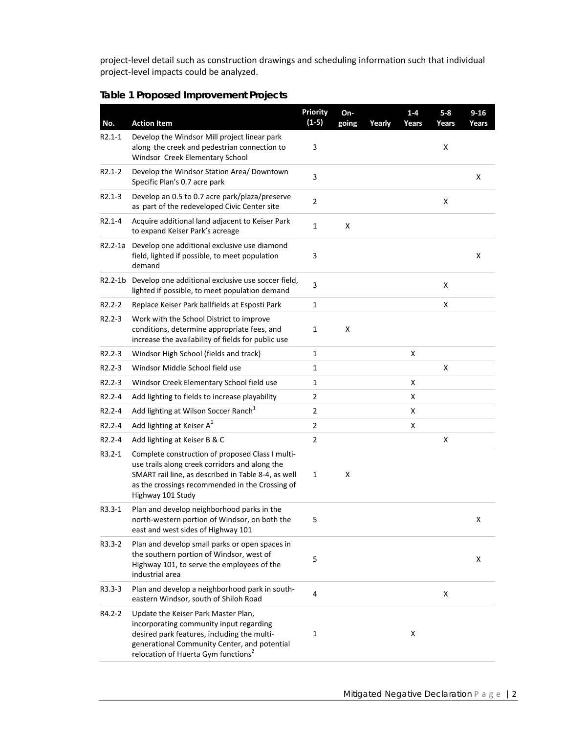project-level detail such as construction drawings and scheduling information such that individual project-level impacts could be analyzed.

**Table 1 Proposed Improvement Projects**

| No. | Action Item | Priority (1-5) | On-going | Yearly | 1-4 Years | 5-8 Years | 9-16 Years |
|---|---|---|---|---|---|---|---|
| R2.1-1 | Develop the Windsor Mill project linear park along the creek and pedestrian connection to Windsor Creek Elementary School | 3 | | | | X | |
| R2.1-2 | Develop the Windsor Station Area/ Downtown Specific Plan's 0.7 acre park | 3 | | | | | X |
| R2.1-3 | Develop an 0.5 to 0.7 acre park/plaza/preserve as part of the redeveloped Civic Center site | 2 | | | | X | |
| R2.1-4 | Acquire additional land adjacent to Keiser Park to expand Keiser Park's acreage | 1 | X | | | | |
| R2.2-1a | Develop one additional exclusive use diamond field, lighted if possible, to meet population demand | 3 | | | | | X |
| R2.2-1b | Develop one additional exclusive use soccer field, lighted if possible, to meet population demand | 3 | | | | X | |
| R2.2-2 | Replace Keiser Park ballfields at Esposti Park | 1 | | | | X | |
| R2.2-3 | Work with the School District to improve conditions, determine appropriate fees, and increase the availability of fields for public use | 1 | X | | | | |
| R2.2-3 | Windsor High School (fields and track) | 1 | | | X | | |
| R2.2-3 | Windsor Middle School field use | 1 | | | | X | |
| R2.2-3 | Windsor Creek Elementary School field use | 1 | | | X | | |
| R2.2-4 | Add lighting to fields to increase playability | 2 | | | X | | |
| R2.2-4 | Add lighting at Wilson Soccer Ranch[1] | 2 | | | X | | |
| R2.2-4 | Add lighting at Keiser A[1] | 2 | | | X | | |
| R2.2-4 | Add lighting at Keiser B & C | 2 | | | | X | |
| R3.2-1 | Complete construction of proposed Class I multi-use trails along creek corridors and along the SMART rail line, as described in Table 8-4, as well as the crossings recommended in the Crossing of Highway 101 Study | 1 | X | | | | |
| R3.3-1 | Plan and develop neighborhood parks in the north-western portion of Windsor, on both the east and west sides of Highway 101 | 5 | | | | | X |
| R3.3-2 | Plan and develop small parks or open spaces in the southern portion of Windsor, west of Highway 101, to serve the employees of the industrial area | 5 | | | | | X |
| R3.3-3 | Plan and develop a neighborhood park in south-eastern Windsor, south of Shiloh Road | 4 | | | | X | |
| R4.2-2 | Update the Keiser Park Master Plan, incorporating community input regarding desired park features, including the multi-generational Community Center, and potential relocation of Huerta Gym functions[2] | 1 | | | X | | |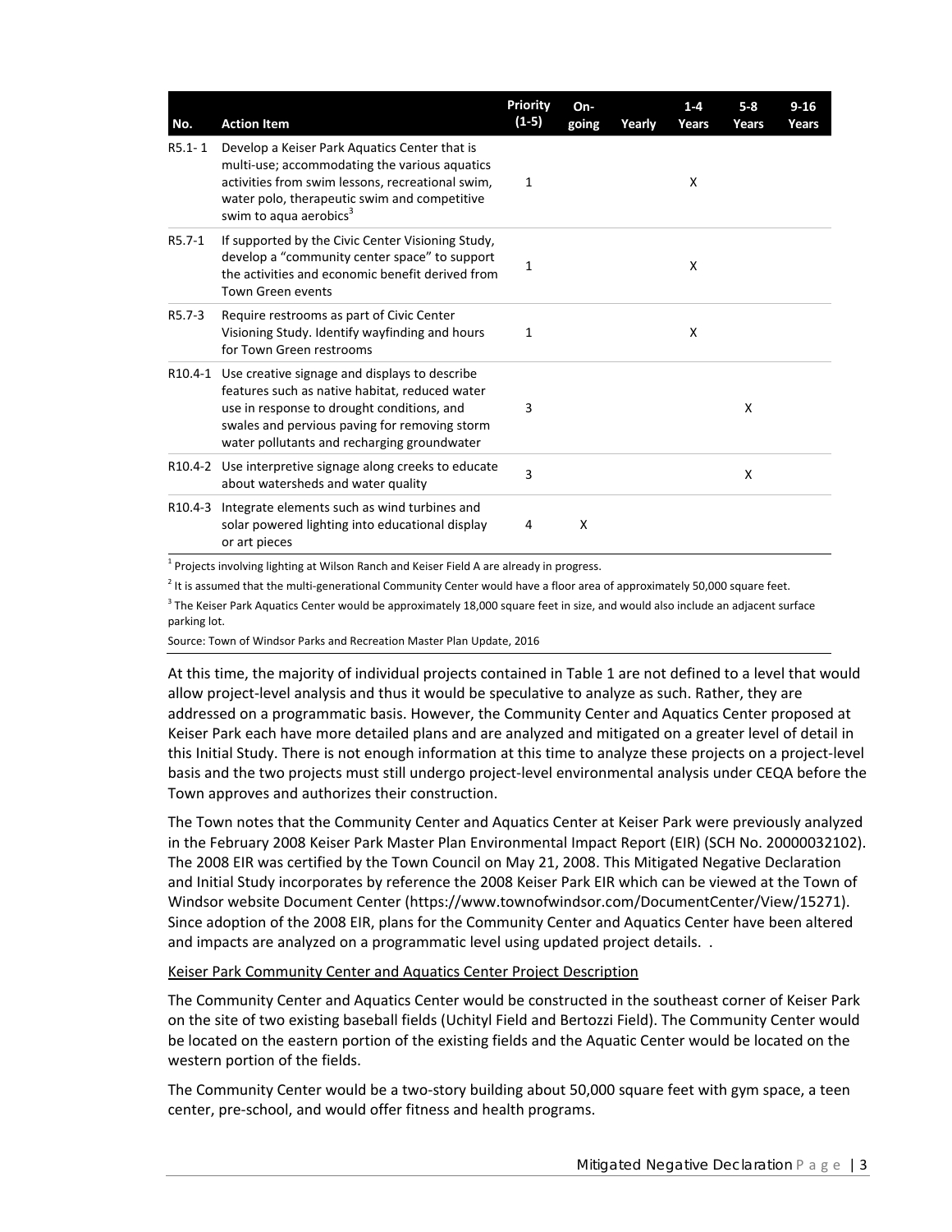| No. | Action Item | Priority (1-5) | On-going | Yearly | 1-4 Years | 5-8 Years | 9-16 Years |
|---|---|---|---|---|---|---|---|
| R5.1- 1 | Develop a Keiser Park Aquatics Center that is multi-use; accommodating the various aquatics activities from swim lessons, recreational swim, water polo, therapeutic swim and competitive swim to aqua aerobics[3] | 1 | | | X | | |
| R5.7-1 | If supported by the Civic Center Visioning Study, develop a "community center space" to support the activities and economic benefit derived from Town Green events | 1 | | | X | | |
| R5.7-3 | Require restrooms as part of Civic Center Visioning Study. Identify wayfinding and hours for Town Green restrooms | 1 | | | X | | |
| R10.4-1 | Use creative signage and displays to describe features such as native habitat, reduced water use in response to drought conditions, and swales and pervious paving for removing storm water pollutants and recharging groundwater | 3 | | | | X | |
| R10.4-2 | Use interpretive signage along creeks to educate about watersheds and water quality | 3 | | | | X | |
| R10.4-3 | Integrate elements such as wind turbines and solar powered lighting into educational display or art pieces | 4 | X | | | | |

[1] Projects involving lighting at Wilson Ranch and Keiser Field A are already in progress.

[2] It is assumed that the multi-generational Community Center would have a floor area of approximately 50,000 square feet.

[3] The Keiser Park Aquatics Center would be approximately 18,000 square feet in size, and would also include an adjacent surface parking lot.

Source: Town of Windsor Parks and Recreation Master Plan Update, 2016

At this time, the majority of individual projects contained in Table 1 are not defined to a level that would allow project-level analysis and thus it would be speculative to analyze as such. Rather, they are addressed on a programmatic basis. However, the Community Center and Aquatics Center proposed at Keiser Park each have more detailed plans and are analyzed and mitigated on a greater level of detail in this Initial Study. There is not enough information at this time to analyze these projects on a project-level basis and the two projects must still undergo project-level environmental analysis under CEQA before the Town approves and authorizes their construction.

The Town notes that the Community Center and Aquatics Center at Keiser Park were previously analyzed in the February 2008 Keiser Park Master Plan Environmental Impact Report (EIR) (SCH No. 20000032102). The 2008 EIR was certified by the Town Council on May 21, 2008. This Mitigated Negative Declaration and Initial Study incorporates by reference the 2008 Keiser Park EIR which can be viewed at the Town of Windsor website Document Center (https://www.townofwindsor.com/DocumentCenter/View/15271). Since adoption of the 2008 EIR, plans for the Community Center and Aquatics Center have been altered and impacts are analyzed on a programmatic level using updated project details. .

Keiser Park Community Center and Aquatics Center Project Description

The Community Center and Aquatics Center would be constructed in the southeast corner of Keiser Park on the site of two existing baseball fields (Uchityl Field and Bertozzi Field). The Community Center would be located on the eastern portion of the existing fields and the Aquatic Center would be located on the western portion of the fields.

The Community Center would be a two-story building about 50,000 square feet with gym space, a teen center, pre-school, and would offer fitness and health programs.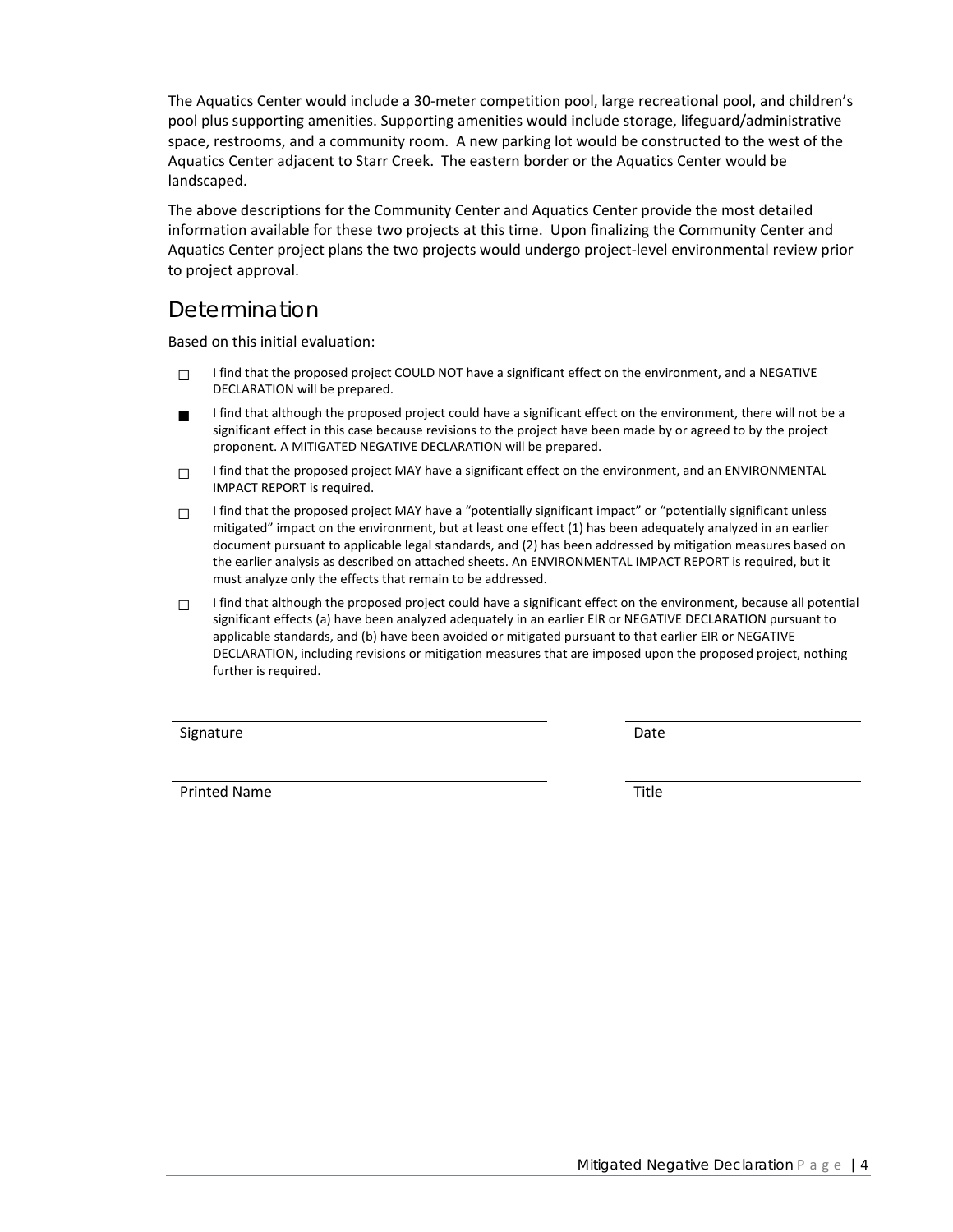The Aquatics Center would include a 30-meter competition pool, large recreational pool, and children's pool plus supporting amenities. Supporting amenities would include storage, lifeguard/administrative space, restrooms, and a community room. A new parking lot would be constructed to the west of the Aquatics Center adjacent to Starr Creek. The eastern border or the Aquatics Center would be landscaped.

The above descriptions for the Community Center and Aquatics Center provide the most detailed information available for these two projects at this time. Upon finalizing the Community Center and Aquatics Center project plans the two projects would undergo project-level environmental review prior to project approval.

## Determination

Based on this initial evaluation:

- ☐ I find that the proposed project COULD NOT have a significant effect on the environment, and a NEGATIVE DECLARATION will be prepared.
- ■ I find that although the proposed project could have a significant effect on the environment, there will not be a significant effect in this case because revisions to the project have been made by or agreed to by the project proponent. A MITIGATED NEGATIVE DECLARATION will be prepared.
- ☐ I find that the proposed project MAY have a significant effect on the environment, and an ENVIRONMENTAL IMPACT REPORT is required.
- ☐ I find that the proposed project MAY have a "potentially significant impact" or "potentially significant unless mitigated" impact on the environment, but at least one effect (1) has been adequately analyzed in an earlier document pursuant to applicable legal standards, and (2) has been addressed by mitigation measures based on the earlier analysis as described on attached sheets. An ENVIRONMENTAL IMPACT REPORT is required, but it must analyze only the effects that remain to be addressed.
- ☐ I find that although the proposed project could have a significant effect on the environment, because all potential significant effects (a) have been analyzed adequately in an earlier EIR or NEGATIVE DECLARATION pursuant to applicable standards, and (b) have been avoided or mitigated pursuant to that earlier EIR or NEGATIVE DECLARATION, including revisions or mitigation measures that are imposed upon the proposed project, nothing further is required.

| | |
|---|---|
| ______________________________ | ______________ |
| Signature | Date |
| ______________________________ | ______________ |
| Printed Name | Title |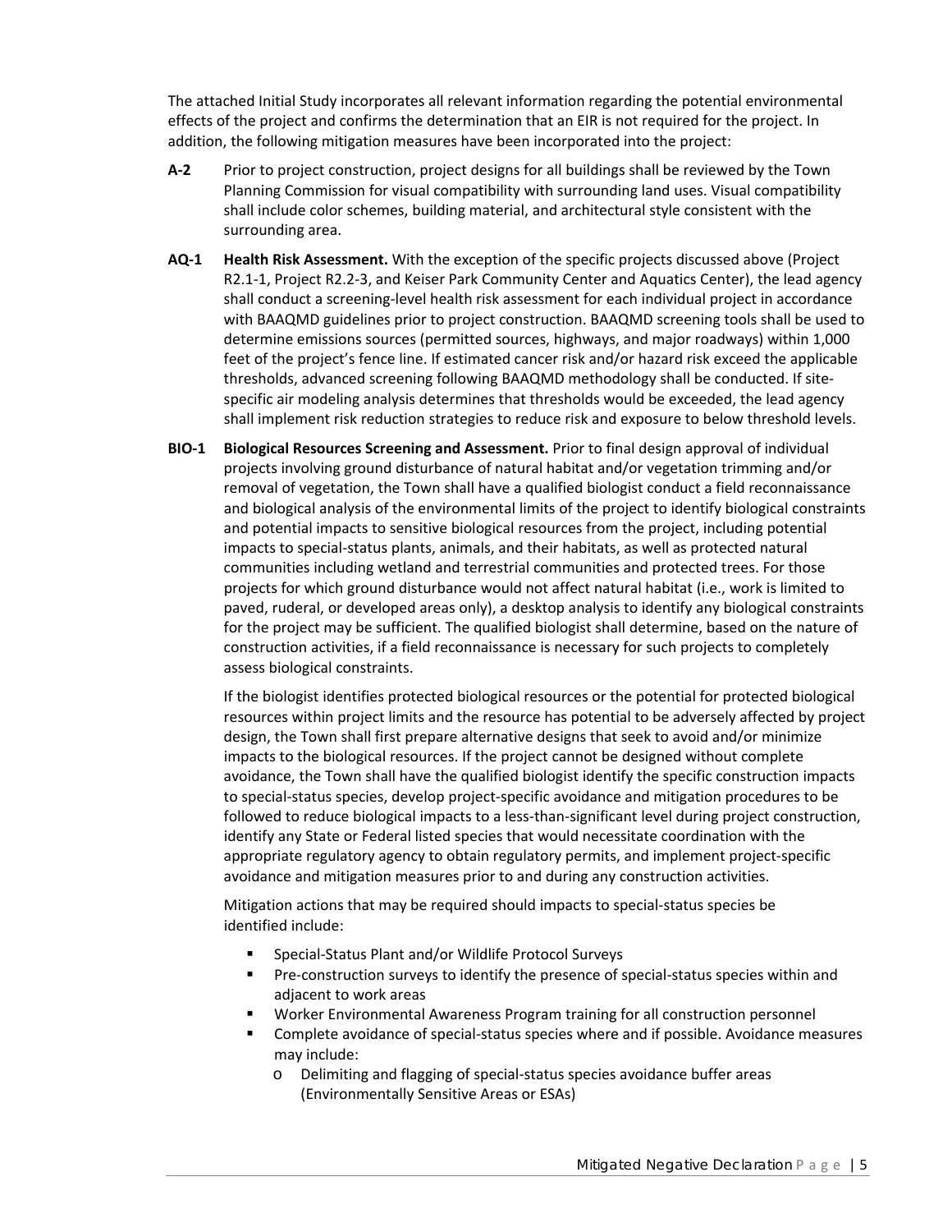The attached Initial Study incorporates all relevant information regarding the potential environmental effects of the project and confirms the determination that an EIR is not required for the project. In addition, the following mitigation measures have been incorporated into the project:

**A-2** Prior to project construction, project designs for all buildings shall be reviewed by the Town Planning Commission for visual compatibility with surrounding land uses. Visual compatibility shall include color schemes, building material, and architectural style consistent with the surrounding area.

**AQ-1** **Health Risk Assessment.** With the exception of the specific projects discussed above (Project R2.1-1, Project R2.2-3, and Keiser Park Community Center and Aquatics Center), the lead agency shall conduct a screening-level health risk assessment for each individual project in accordance with BAAQMD guidelines prior to project construction. BAAQMD screening tools shall be used to determine emissions sources (permitted sources, highways, and major roadways) within 1,000 feet of the project's fence line. If estimated cancer risk and/or hazard risk exceed the applicable thresholds, advanced screening following BAAQMD methodology shall be conducted. If site-specific air modeling analysis determines that thresholds would be exceeded, the lead agency shall implement risk reduction strategies to reduce risk and exposure to below threshold levels.

**BIO-1** **Biological Resources Screening and Assessment.** Prior to final design approval of individual projects involving ground disturbance of natural habitat and/or vegetation trimming and/or removal of vegetation, the Town shall have a qualified biologist conduct a field reconnaissance and biological analysis of the environmental limits of the project to identify biological constraints and potential impacts to sensitive biological resources from the project, including potential impacts to special-status plants, animals, and their habitats, as well as protected natural communities including wetland and terrestrial communities and protected trees. For those projects for which ground disturbance would not affect natural habitat (i.e., work is limited to paved, ruderal, or developed areas only), a desktop analysis to identify any biological constraints for the project may be sufficient. The qualified biologist shall determine, based on the nature of construction activities, if a field reconnaissance is necessary for such projects to completely assess biological constraints.

If the biologist identifies protected biological resources or the potential for protected biological resources within project limits and the resource has potential to be adversely affected by project design, the Town shall first prepare alternative designs that seek to avoid and/or minimize impacts to the biological resources. If the project cannot be designed without complete avoidance, the Town shall have the qualified biologist identify the specific construction impacts to special-status species, develop project-specific avoidance and mitigation procedures to be followed to reduce biological impacts to a less-than-significant level during project construction, identify any State or Federal listed species that would necessitate coordination with the appropriate regulatory agency to obtain regulatory permits, and implement project-specific avoidance and mitigation measures prior to and during any construction activities.

Mitigation actions that may be required should impacts to special-status species be identified include:

- Special-Status Plant and/or Wildlife Protocol Surveys
- Pre-construction surveys to identify the presence of special-status species within and adjacent to work areas
- Worker Environmental Awareness Program training for all construction personnel
- Complete avoidance of special-status species where and if possible. Avoidance measures may include:
  - Delimiting and flagging of special-status species avoidance buffer areas (Environmentally Sensitive Areas or ESAs)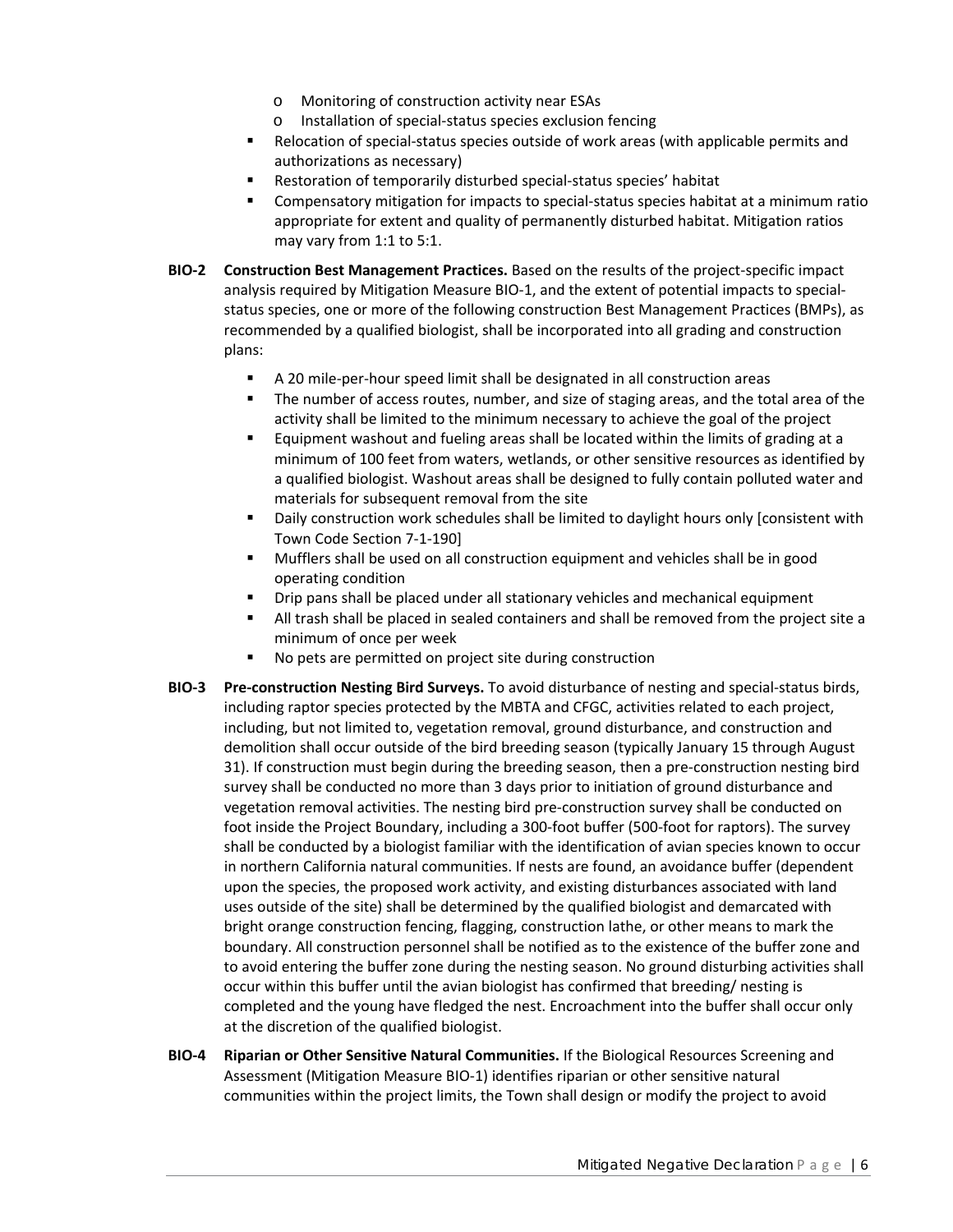- Monitoring of construction activity near ESAs
  - Installation of special-status species exclusion fencing
- Relocation of special-status species outside of work areas (with applicable permits and authorizations as necessary)
- Restoration of temporarily disturbed special-status species' habitat
- Compensatory mitigation for impacts to special-status species habitat at a minimum ratio appropriate for extent and quality of permanently disturbed habitat. Mitigation ratios may vary from 1:1 to 5:1.

**BIO-2 Construction Best Management Practices.** Based on the results of the project-specific impact analysis required by Mitigation Measure BIO-1, and the extent of potential impacts to special-status species, one or more of the following construction Best Management Practices (BMPs), as recommended by a qualified biologist, shall be incorporated into all grading and construction plans:

- A 20 mile-per-hour speed limit shall be designated in all construction areas
- The number of access routes, number, and size of staging areas, and the total area of the activity shall be limited to the minimum necessary to achieve the goal of the project
- Equipment washout and fueling areas shall be located within the limits of grading at a minimum of 100 feet from waters, wetlands, or other sensitive resources as identified by a qualified biologist. Washout areas shall be designed to fully contain polluted water and materials for subsequent removal from the site
- Daily construction work schedules shall be limited to daylight hours only [consistent with Town Code Section 7-1-190]
- Mufflers shall be used on all construction equipment and vehicles shall be in good operating condition
- Drip pans shall be placed under all stationary vehicles and mechanical equipment
- All trash shall be placed in sealed containers and shall be removed from the project site a minimum of once per week
- No pets are permitted on project site during construction

**BIO-3 Pre-construction Nesting Bird Surveys.** To avoid disturbance of nesting and special-status birds, including raptor species protected by the MBTA and CFGC, activities related to each project, including, but not limited to, vegetation removal, ground disturbance, and construction and demolition shall occur outside of the bird breeding season (typically January 15 through August 31). If construction must begin during the breeding season, then a pre-construction nesting bird survey shall be conducted no more than 3 days prior to initiation of ground disturbance and vegetation removal activities. The nesting bird pre-construction survey shall be conducted on foot inside the Project Boundary, including a 300-foot buffer (500-foot for raptors). The survey shall be conducted by a biologist familiar with the identification of avian species known to occur in northern California natural communities. If nests are found, an avoidance buffer (dependent upon the species, the proposed work activity, and existing disturbances associated with land uses outside of the site) shall be determined by the qualified biologist and demarcated with bright orange construction fencing, flagging, construction lathe, or other means to mark the boundary. All construction personnel shall be notified as to the existence of the buffer zone and to avoid entering the buffer zone during the nesting season. No ground disturbing activities shall occur within this buffer until the avian biologist has confirmed that breeding/ nesting is completed and the young have fledged the nest. Encroachment into the buffer shall occur only at the discretion of the qualified biologist.

**BIO-4 Riparian or Other Sensitive Natural Communities.** If the Biological Resources Screening and Assessment (Mitigation Measure BIO-1) identifies riparian or other sensitive natural communities within the project limits, the Town shall design or modify the project to avoid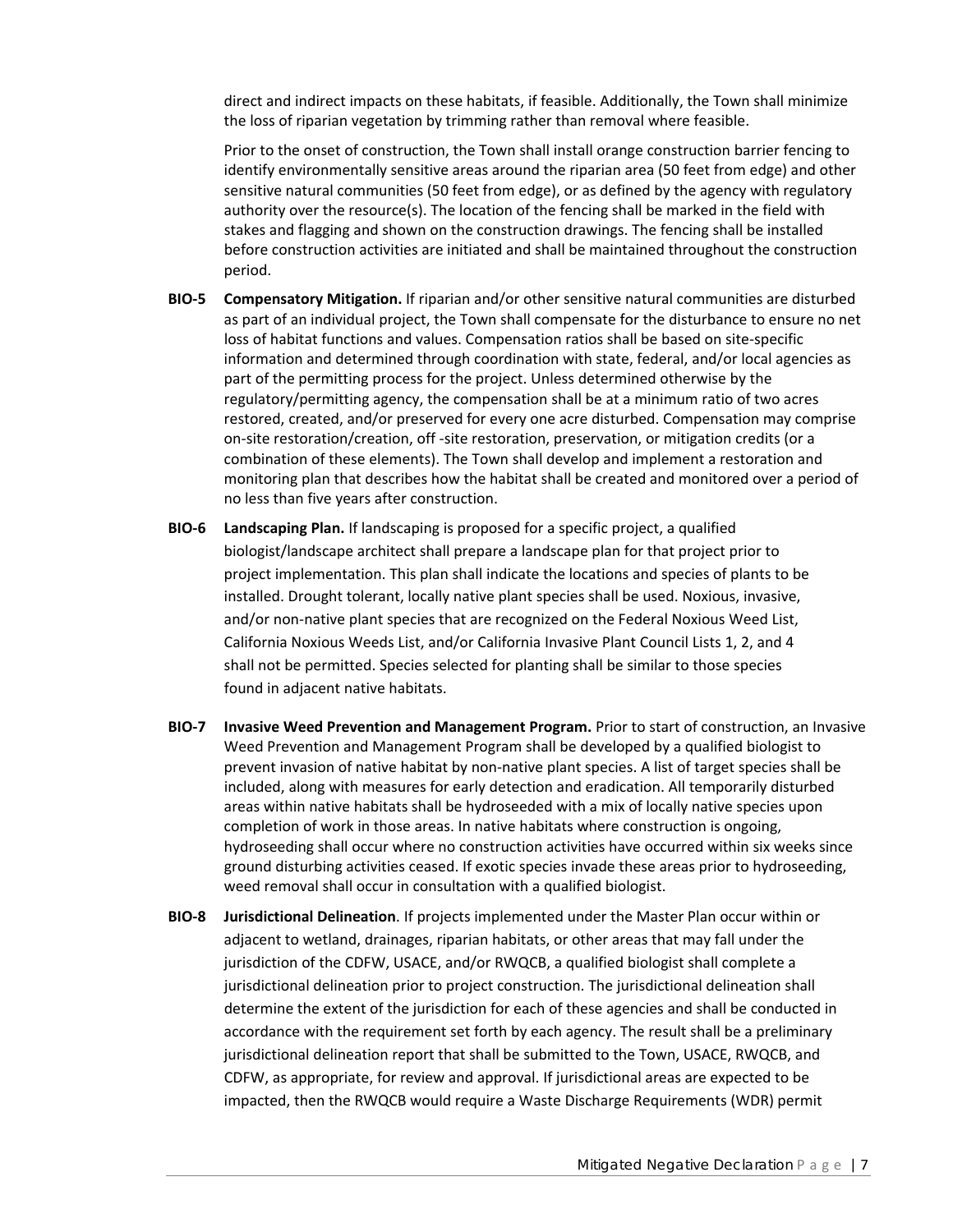direct and indirect impacts on these habitats, if feasible. Additionally, the Town shall minimize the loss of riparian vegetation by trimming rather than removal where feasible.

Prior to the onset of construction, the Town shall install orange construction barrier fencing to identify environmentally sensitive areas around the riparian area (50 feet from edge) and other sensitive natural communities (50 feet from edge), or as defined by the agency with regulatory authority over the resource(s). The location of the fencing shall be marked in the field with stakes and flagging and shown on the construction drawings. The fencing shall be installed before construction activities are initiated and shall be maintained throughout the construction period.

**BIO-5 Compensatory Mitigation.** If riparian and/or other sensitive natural communities are disturbed as part of an individual project, the Town shall compensate for the disturbance to ensure no net loss of habitat functions and values. Compensation ratios shall be based on site-specific information and determined through coordination with state, federal, and/or local agencies as part of the permitting process for the project. Unless determined otherwise by the regulatory/permitting agency, the compensation shall be at a minimum ratio of two acres restored, created, and/or preserved for every one acre disturbed. Compensation may comprise on-site restoration/creation, off -site restoration, preservation, or mitigation credits (or a combination of these elements). The Town shall develop and implement a restoration and monitoring plan that describes how the habitat shall be created and monitored over a period of no less than five years after construction.

**BIO-6 Landscaping Plan.** If landscaping is proposed for a specific project, a qualified biologist/landscape architect shall prepare a landscape plan for that project prior to project implementation. This plan shall indicate the locations and species of plants to be installed. Drought tolerant, locally native plant species shall be used. Noxious, invasive, and/or non-native plant species that are recognized on the Federal Noxious Weed List, California Noxious Weeds List, and/or California Invasive Plant Council Lists 1, 2, and 4 shall not be permitted. Species selected for planting shall be similar to those species found in adjacent native habitats.

**BIO-7 Invasive Weed Prevention and Management Program.** Prior to start of construction, an Invasive Weed Prevention and Management Program shall be developed by a qualified biologist to prevent invasion of native habitat by non-native plant species. A list of target species shall be included, along with measures for early detection and eradication. All temporarily disturbed areas within native habitats shall be hydroseeded with a mix of locally native species upon completion of work in those areas. In native habitats where construction is ongoing, hydroseeding shall occur where no construction activities have occurred within six weeks since ground disturbing activities ceased. If exotic species invade these areas prior to hydroseeding, weed removal shall occur in consultation with a qualified biologist.

**BIO-8 Jurisdictional Delineation**. If projects implemented under the Master Plan occur within or adjacent to wetland, drainages, riparian habitats, or other areas that may fall under the jurisdiction of the CDFW, USACE, and/or RWQCB, a qualified biologist shall complete a jurisdictional delineation prior to project construction. The jurisdictional delineation shall determine the extent of the jurisdiction for each of these agencies and shall be conducted in accordance with the requirement set forth by each agency. The result shall be a preliminary jurisdictional delineation report that shall be submitted to the Town, USACE, RWQCB, and CDFW, as appropriate, for review and approval. If jurisdictional areas are expected to be impacted, then the RWQCB would require a Waste Discharge Requirements (WDR) permit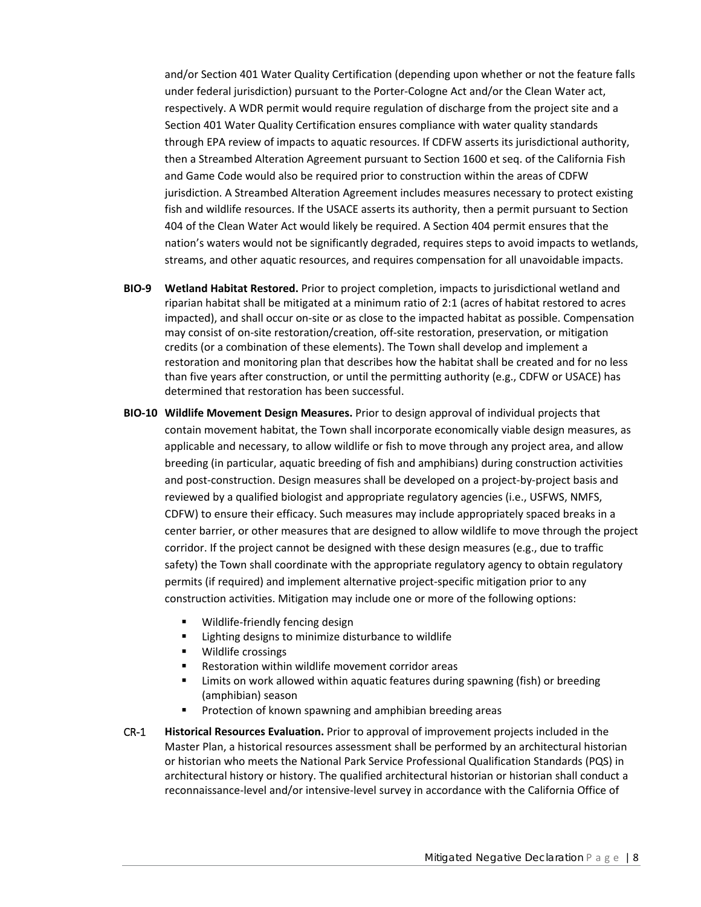and/or Section 401 Water Quality Certification (depending upon whether or not the feature falls under federal jurisdiction) pursuant to the Porter-Cologne Act and/or the Clean Water act, respectively. A WDR permit would require regulation of discharge from the project site and a Section 401 Water Quality Certification ensures compliance with water quality standards through EPA review of impacts to aquatic resources. If CDFW asserts its jurisdictional authority, then a Streambed Alteration Agreement pursuant to Section 1600 et seq. of the California Fish and Game Code would also be required prior to construction within the areas of CDFW jurisdiction. A Streambed Alteration Agreement includes measures necessary to protect existing fish and wildlife resources. If the USACE asserts its authority, then a permit pursuant to Section 404 of the Clean Water Act would likely be required. A Section 404 permit ensures that the nation's waters would not be significantly degraded, requires steps to avoid impacts to wetlands, streams, and other aquatic resources, and requires compensation for all unavoidable impacts.

**BIO-9 Wetland Habitat Restored.** Prior to project completion, impacts to jurisdictional wetland and riparian habitat shall be mitigated at a minimum ratio of 2:1 (acres of habitat restored to acres impacted), and shall occur on-site or as close to the impacted habitat as possible. Compensation may consist of on-site restoration/creation, off-site restoration, preservation, or mitigation credits (or a combination of these elements). The Town shall develop and implement a restoration and monitoring plan that describes how the habitat shall be created and for no less than five years after construction, or until the permitting authority (e.g., CDFW or USACE) has determined that restoration has been successful.

**BIO-10 Wildlife Movement Design Measures.** Prior to design approval of individual projects that contain movement habitat, the Town shall incorporate economically viable design measures, as applicable and necessary, to allow wildlife or fish to move through any project area, and allow breeding (in particular, aquatic breeding of fish and amphibians) during construction activities and post-construction. Design measures shall be developed on a project-by-project basis and reviewed by a qualified biologist and appropriate regulatory agencies (i.e., USFWS, NMFS, CDFW) to ensure their efficacy. Such measures may include appropriately spaced breaks in a center barrier, or other measures that are designed to allow wildlife to move through the project corridor. If the project cannot be designed with these design measures (e.g., due to traffic safety) the Town shall coordinate with the appropriate regulatory agency to obtain regulatory permits (if required) and implement alternative project-specific mitigation prior to any construction activities. Mitigation may include one or more of the following options:

- Wildlife-friendly fencing design
- Lighting designs to minimize disturbance to wildlife
- Wildlife crossings
- Restoration within wildlife movement corridor areas
- Limits on work allowed within aquatic features during spawning (fish) or breeding (amphibian) season
- Protection of known spawning and amphibian breeding areas

CR-1 **Historical Resources Evaluation.** Prior to approval of improvement projects included in the Master Plan, a historical resources assessment shall be performed by an architectural historian or historian who meets the National Park Service Professional Qualification Standards (PQS) in architectural history or history. The qualified architectural historian or historian shall conduct a reconnaissance-level and/or intensive-level survey in accordance with the California Office of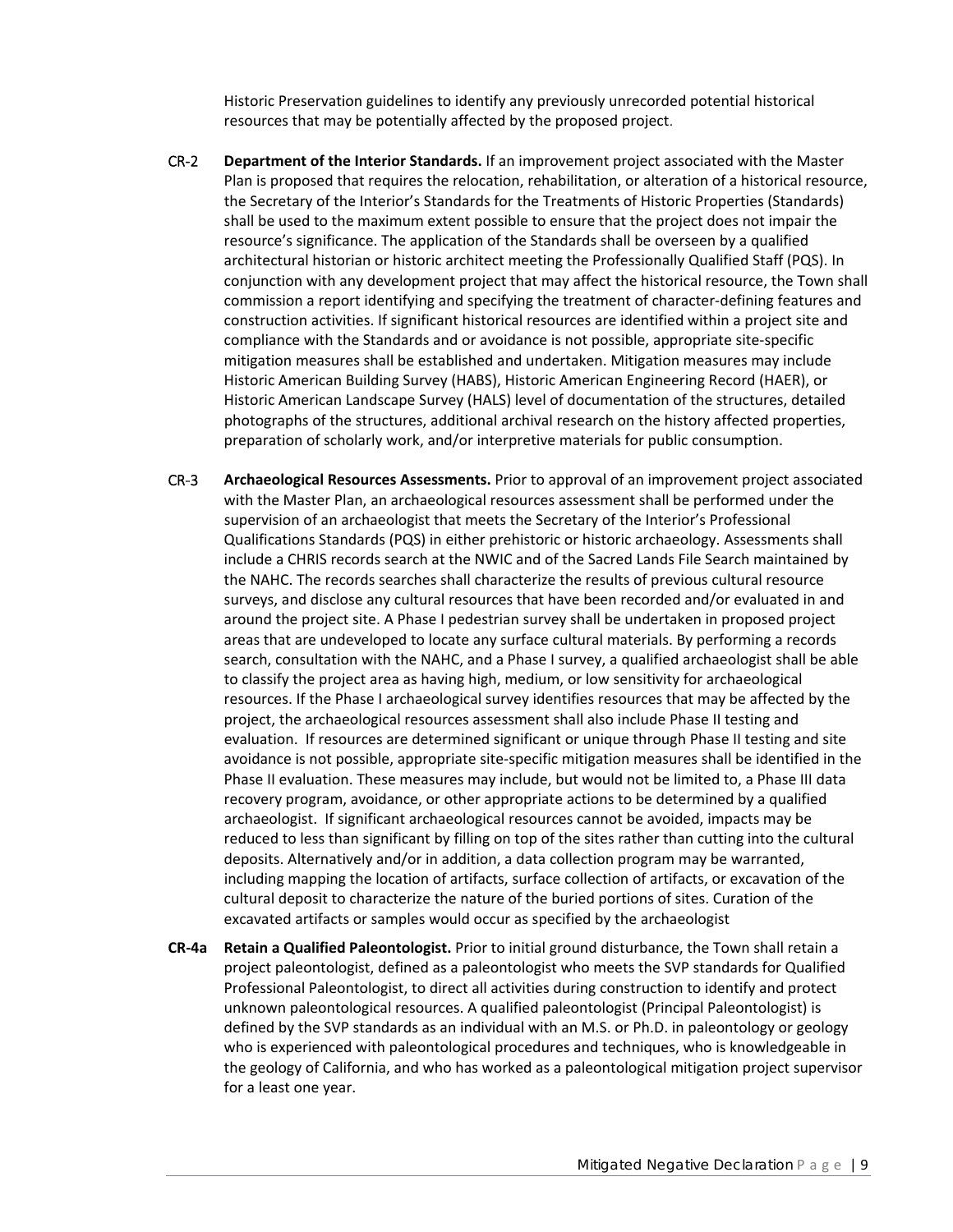Historic Preservation guidelines to identify any previously unrecorded potential historical resources that may be potentially affected by the proposed project.

CR-2 **Department of the Interior Standards.** If an improvement project associated with the Master Plan is proposed that requires the relocation, rehabilitation, or alteration of a historical resource, the Secretary of the Interior's Standards for the Treatments of Historic Properties (Standards) shall be used to the maximum extent possible to ensure that the project does not impair the resource's significance. The application of the Standards shall be overseen by a qualified architectural historian or historic architect meeting the Professionally Qualified Staff (PQS). In conjunction with any development project that may affect the historical resource, the Town shall commission a report identifying and specifying the treatment of character-defining features and construction activities. If significant historical resources are identified within a project site and compliance with the Standards and or avoidance is not possible, appropriate site-specific mitigation measures shall be established and undertaken. Mitigation measures may include Historic American Building Survey (HABS), Historic American Engineering Record (HAER), or Historic American Landscape Survey (HALS) level of documentation of the structures, detailed photographs of the structures, additional archival research on the history affected properties, preparation of scholarly work, and/or interpretive materials for public consumption.

CR-3 **Archaeological Resources Assessments.** Prior to approval of an improvement project associated with the Master Plan, an archaeological resources assessment shall be performed under the supervision of an archaeologist that meets the Secretary of the Interior's Professional Qualifications Standards (PQS) in either prehistoric or historic archaeology. Assessments shall include a CHRIS records search at the NWIC and of the Sacred Lands File Search maintained by the NAHC. The records searches shall characterize the results of previous cultural resource surveys, and disclose any cultural resources that have been recorded and/or evaluated in and around the project site. A Phase I pedestrian survey shall be undertaken in proposed project areas that are undeveloped to locate any surface cultural materials. By performing a records search, consultation with the NAHC, and a Phase I survey, a qualified archaeologist shall be able to classify the project area as having high, medium, or low sensitivity for archaeological resources. If the Phase I archaeological survey identifies resources that may be affected by the project, the archaeological resources assessment shall also include Phase II testing and evaluation. If resources are determined significant or unique through Phase II testing and site avoidance is not possible, appropriate site-specific mitigation measures shall be identified in the Phase II evaluation. These measures may include, but would not be limited to, a Phase III data recovery program, avoidance, or other appropriate actions to be determined by a qualified archaeologist. If significant archaeological resources cannot be avoided, impacts may be reduced to less than significant by filling on top of the sites rather than cutting into the cultural deposits. Alternatively and/or in addition, a data collection program may be warranted, including mapping the location of artifacts, surface collection of artifacts, or excavation of the cultural deposit to characterize the nature of the buried portions of sites. Curation of the excavated artifacts or samples would occur as specified by the archaeologist

**CR-4a Retain a Qualified Paleontologist.** Prior to initial ground disturbance, the Town shall retain a project paleontologist, defined as a paleontologist who meets the SVP standards for Qualified Professional Paleontologist, to direct all activities during construction to identify and protect unknown paleontological resources. A qualified paleontologist (Principal Paleontologist) is defined by the SVP standards as an individual with an M.S. or Ph.D. in paleontology or geology who is experienced with paleontological procedures and techniques, who is knowledgeable in the geology of California, and who has worked as a paleontological mitigation project supervisor for a least one year.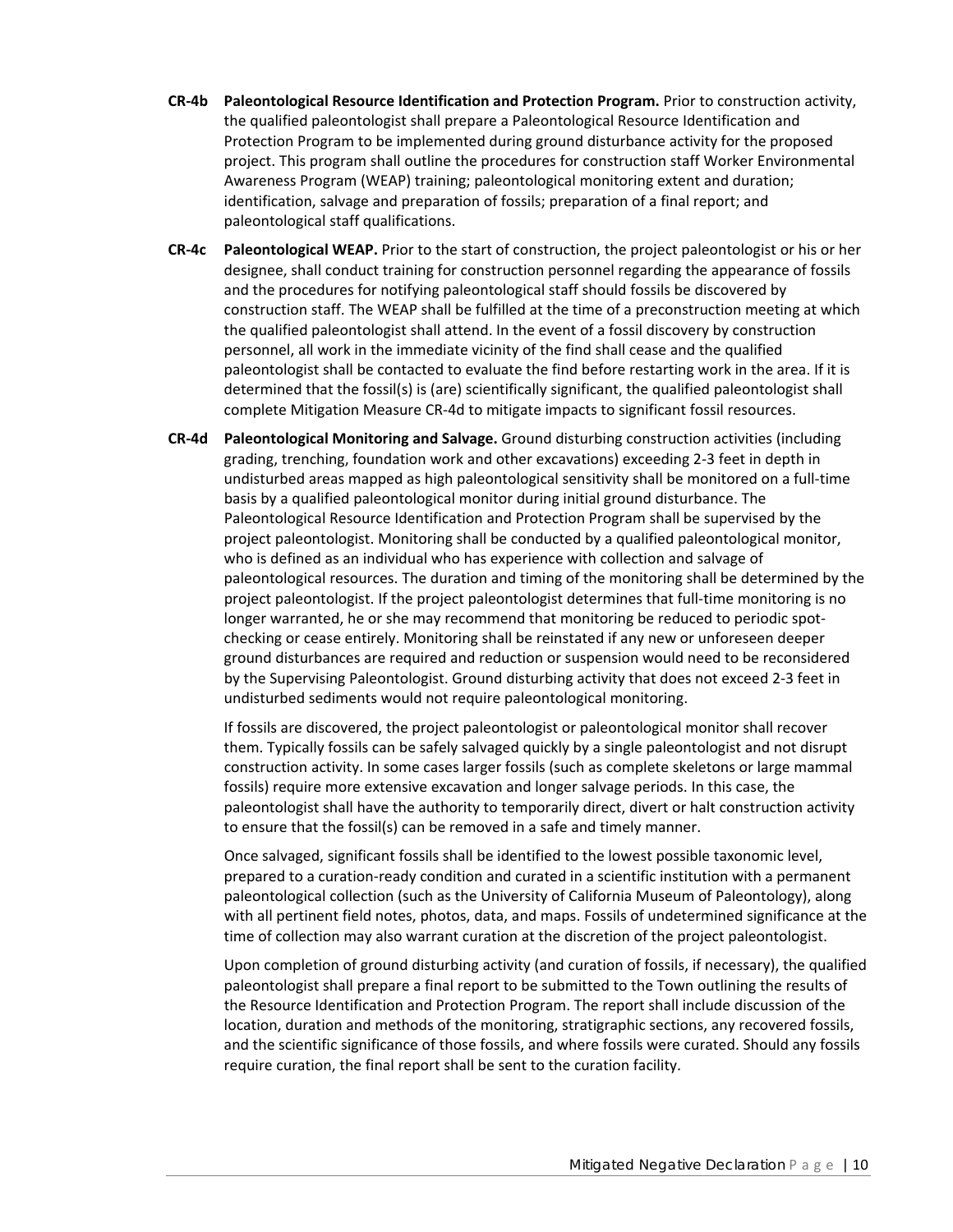**CR-4b Paleontological Resource Identification and Protection Program.** Prior to construction activity, the qualified paleontologist shall prepare a Paleontological Resource Identification and Protection Program to be implemented during ground disturbance activity for the proposed project. This program shall outline the procedures for construction staff Worker Environmental Awareness Program (WEAP) training; paleontological monitoring extent and duration; identification, salvage and preparation of fossils; preparation of a final report; and paleontological staff qualifications.

**CR-4c Paleontological WEAP.** Prior to the start of construction, the project paleontologist or his or her designee, shall conduct training for construction personnel regarding the appearance of fossils and the procedures for notifying paleontological staff should fossils be discovered by construction staff. The WEAP shall be fulfilled at the time of a preconstruction meeting at which the qualified paleontologist shall attend. In the event of a fossil discovery by construction personnel, all work in the immediate vicinity of the find shall cease and the qualified paleontologist shall be contacted to evaluate the find before restarting work in the area. If it is determined that the fossil(s) is (are) scientifically significant, the qualified paleontologist shall complete Mitigation Measure CR-4d to mitigate impacts to significant fossil resources.

**CR-4d Paleontological Monitoring and Salvage.** Ground disturbing construction activities (including grading, trenching, foundation work and other excavations) exceeding 2-3 feet in depth in undisturbed areas mapped as high paleontological sensitivity shall be monitored on a full-time basis by a qualified paleontological monitor during initial ground disturbance. The Paleontological Resource Identification and Protection Program shall be supervised by the project paleontologist. Monitoring shall be conducted by a qualified paleontological monitor, who is defined as an individual who has experience with collection and salvage of paleontological resources. The duration and timing of the monitoring shall be determined by the project paleontologist. If the project paleontologist determines that full-time monitoring is no longer warranted, he or she may recommend that monitoring be reduced to periodic spot-checking or cease entirely. Monitoring shall be reinstated if any new or unforeseen deeper ground disturbances are required and reduction or suspension would need to be reconsidered by the Supervising Paleontologist. Ground disturbing activity that does not exceed 2-3 feet in undisturbed sediments would not require paleontological monitoring.

If fossils are discovered, the project paleontologist or paleontological monitor shall recover them. Typically fossils can be safely salvaged quickly by a single paleontologist and not disrupt construction activity. In some cases larger fossils (such as complete skeletons or large mammal fossils) require more extensive excavation and longer salvage periods. In this case, the paleontologist shall have the authority to temporarily direct, divert or halt construction activity to ensure that the fossil(s) can be removed in a safe and timely manner.

Once salvaged, significant fossils shall be identified to the lowest possible taxonomic level, prepared to a curation-ready condition and curated in a scientific institution with a permanent paleontological collection (such as the University of California Museum of Paleontology), along with all pertinent field notes, photos, data, and maps. Fossils of undetermined significance at the time of collection may also warrant curation at the discretion of the project paleontologist.

Upon completion of ground disturbing activity (and curation of fossils, if necessary), the qualified paleontologist shall prepare a final report to be submitted to the Town outlining the results of the Resource Identification and Protection Program. The report shall include discussion of the location, duration and methods of the monitoring, stratigraphic sections, any recovered fossils, and the scientific significance of those fossils, and where fossils were curated. Should any fossils require curation, the final report shall be sent to the curation facility.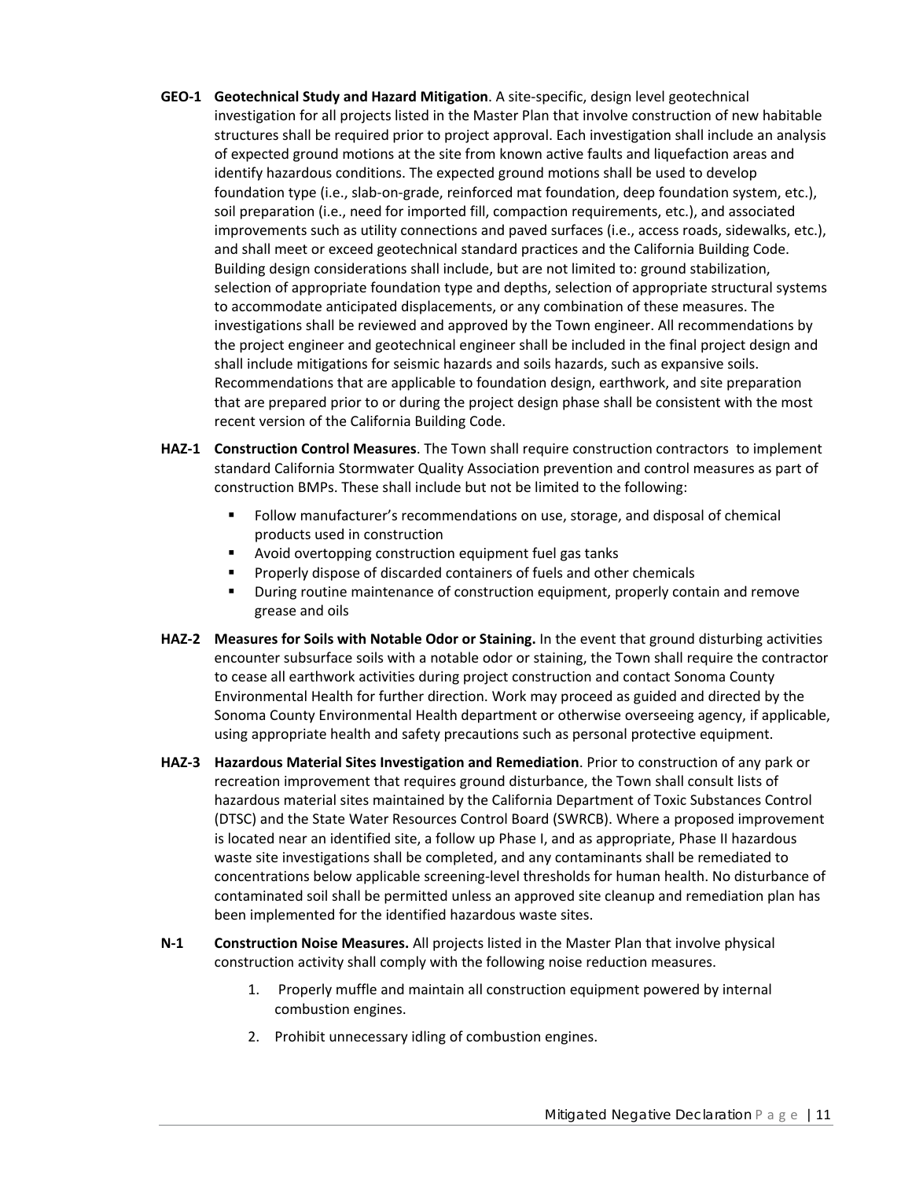**GEO-1 Geotechnical Study and Hazard Mitigation**. A site-specific, design level geotechnical investigation for all projects listed in the Master Plan that involve construction of new habitable structures shall be required prior to project approval. Each investigation shall include an analysis of expected ground motions at the site from known active faults and liquefaction areas and identify hazardous conditions. The expected ground motions shall be used to develop foundation type (i.e., slab-on-grade, reinforced mat foundation, deep foundation system, etc.), soil preparation (i.e., need for imported fill, compaction requirements, etc.), and associated improvements such as utility connections and paved surfaces (i.e., access roads, sidewalks, etc.), and shall meet or exceed geotechnical standard practices and the California Building Code. Building design considerations shall include, but are not limited to: ground stabilization, selection of appropriate foundation type and depths, selection of appropriate structural systems to accommodate anticipated displacements, or any combination of these measures. The investigations shall be reviewed and approved by the Town engineer. All recommendations by the project engineer and geotechnical engineer shall be included in the final project design and shall include mitigations for seismic hazards and soils hazards, such as expansive soils. Recommendations that are applicable to foundation design, earthwork, and site preparation that are prepared prior to or during the project design phase shall be consistent with the most recent version of the California Building Code.

**HAZ-1 Construction Control Measures**. The Town shall require construction contractors to implement standard California Stormwater Quality Association prevention and control measures as part of construction BMPs. These shall include but not be limited to the following:

- Follow manufacturer's recommendations on use, storage, and disposal of chemical products used in construction
- Avoid overtopping construction equipment fuel gas tanks
- Properly dispose of discarded containers of fuels and other chemicals
- During routine maintenance of construction equipment, properly contain and remove grease and oils

**HAZ-2 Measures for Soils with Notable Odor or Staining.** In the event that ground disturbing activities encounter subsurface soils with a notable odor or staining, the Town shall require the contractor to cease all earthwork activities during project construction and contact Sonoma County Environmental Health for further direction. Work may proceed as guided and directed by the Sonoma County Environmental Health department or otherwise overseeing agency, if applicable, using appropriate health and safety precautions such as personal protective equipment.

**HAZ-3 Hazardous Material Sites Investigation and Remediation**. Prior to construction of any park or recreation improvement that requires ground disturbance, the Town shall consult lists of hazardous material sites maintained by the California Department of Toxic Substances Control (DTSC) and the State Water Resources Control Board (SWRCB). Where a proposed improvement is located near an identified site, a follow up Phase I, and as appropriate, Phase II hazardous waste site investigations shall be completed, and any contaminants shall be remediated to concentrations below applicable screening-level thresholds for human health. No disturbance of contaminated soil shall be permitted unless an approved site cleanup and remediation plan has been implemented for the identified hazardous waste sites.

**N-1 Construction Noise Measures.** All projects listed in the Master Plan that involve physical construction activity shall comply with the following noise reduction measures.

1. Properly muffle and maintain all construction equipment powered by internal combustion engines.
2. Prohibit unnecessary idling of combustion engines.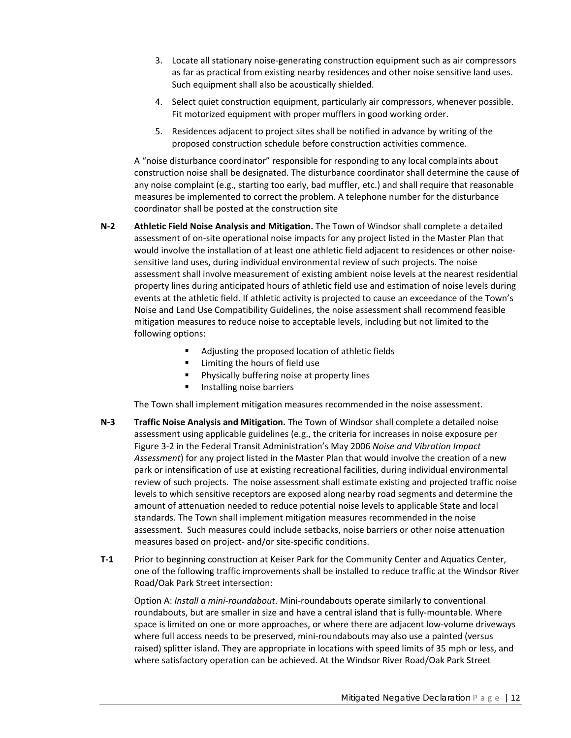3. Locate all stationary noise-generating construction equipment such as air compressors as far as practical from existing nearby residences and other noise sensitive land uses. Such equipment shall also be acoustically shielded.
4. Select quiet construction equipment, particularly air compressors, whenever possible. Fit motorized equipment with proper mufflers in good working order.
5. Residences adjacent to project sites shall be notified in advance by writing of the proposed construction schedule before construction activities commence.

A "noise disturbance coordinator" responsible for responding to any local complaints about construction noise shall be designated. The disturbance coordinator shall determine the cause of any noise complaint (e.g., starting too early, bad muffler, etc.) and shall require that reasonable measures be implemented to correct the problem. A telephone number for the disturbance coordinator shall be posted at the construction site

**N-2** **Athletic Field Noise Analysis and Mitigation.** The Town of Windsor shall complete a detailed assessment of on-site operational noise impacts for any project listed in the Master Plan that would involve the installation of at least one athletic field adjacent to residences or other noise-sensitive land uses, during individual environmental review of such projects. The noise assessment shall involve measurement of existing ambient noise levels at the nearest residential property lines during anticipated hours of athletic field use and estimation of noise levels during events at the athletic field. If athletic activity is projected to cause an exceedance of the Town's Noise and Land Use Compatibility Guidelines, the noise assessment shall recommend feasible mitigation measures to reduce noise to acceptable levels, including but not limited to the following options:

- Adjusting the proposed location of athletic fields
- Limiting the hours of field use
- Physically buffering noise at property lines
- Installing noise barriers

The Town shall implement mitigation measures recommended in the noise assessment.

**N-3** **Traffic Noise Analysis and Mitigation.** The Town of Windsor shall complete a detailed noise assessment using applicable guidelines (e.g., the criteria for increases in noise exposure per Figure 3-2 in the Federal Transit Administration's May 2006 *Noise and Vibration Impact Assessment*) for any project listed in the Master Plan that would involve the creation of a new park or intensification of use at existing recreational facilities, during individual environmental review of such projects. The noise assessment shall estimate existing and projected traffic noise levels to which sensitive receptors are exposed along nearby road segments and determine the amount of attenuation needed to reduce potential noise levels to applicable State and local standards. The Town shall implement mitigation measures recommended in the noise assessment. Such measures could include setbacks, noise barriers or other noise attenuation measures based on project- and/or site-specific conditions.

**T-1** Prior to beginning construction at Keiser Park for the Community Center and Aquatics Center, one of the following traffic improvements shall be installed to reduce traffic at the Windsor River Road/Oak Park Street intersection:

Option A: *Install a mini-roundabout*. Mini-roundabouts operate similarly to conventional roundabouts, but are smaller in size and have a central island that is fully-mountable. Where space is limited on one or more approaches, or where there are adjacent low-volume driveways where full access needs to be preserved, mini-roundabouts may also use a painted (versus raised) splitter island. They are appropriate in locations with speed limits of 35 mph or less, and where satisfactory operation can be achieved. At the Windsor River Road/Oak Park Street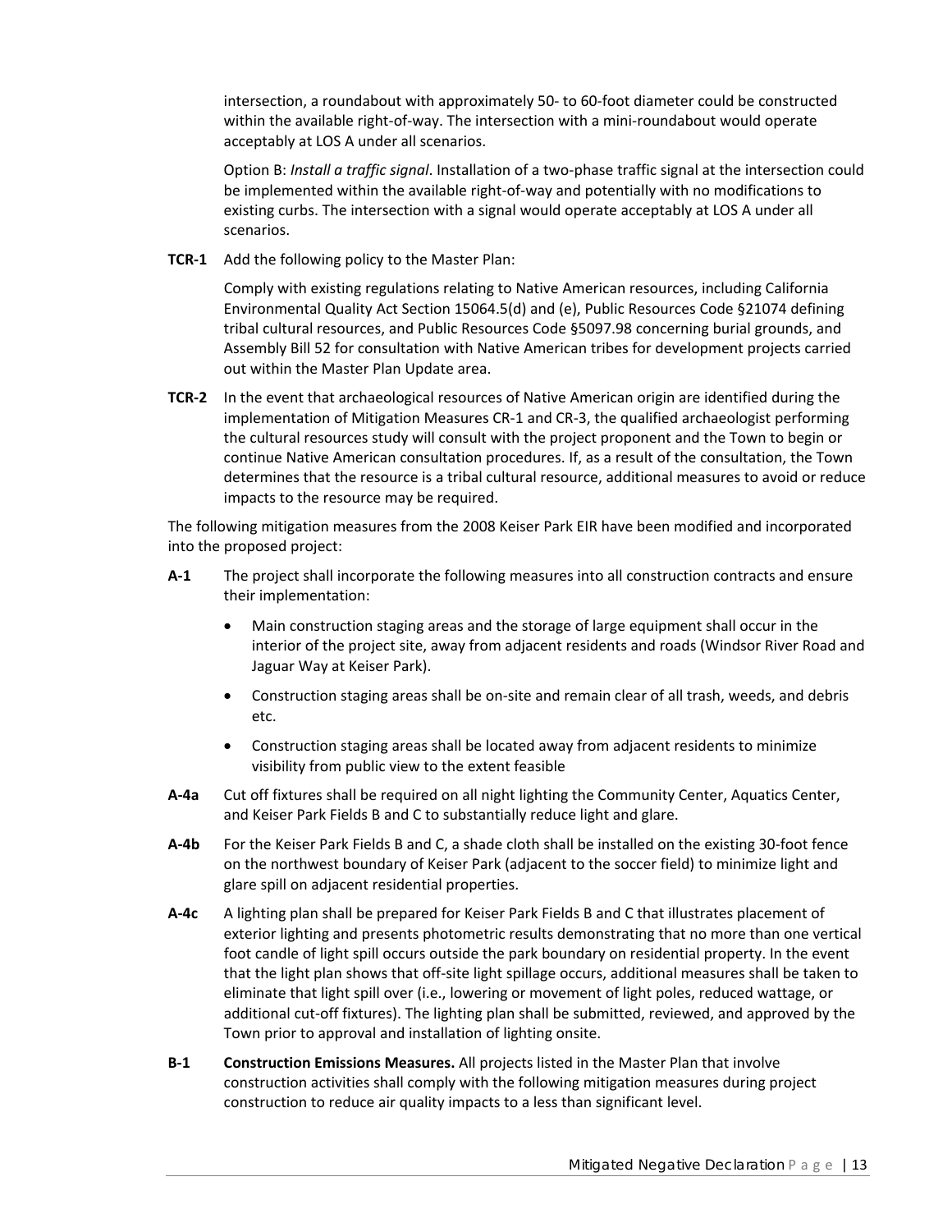intersection, a roundabout with approximately 50- to 60-foot diameter could be constructed within the available right-of-way. The intersection with a mini-roundabout would operate acceptably at LOS A under all scenarios.

Option B: *Install a traffic signal*. Installation of a two-phase traffic signal at the intersection could be implemented within the available right-of-way and potentially with no modifications to existing curbs. The intersection with a signal would operate acceptably at LOS A under all scenarios.

**TCR-1** Add the following policy to the Master Plan:

Comply with existing regulations relating to Native American resources, including California Environmental Quality Act Section 15064.5(d) and (e), Public Resources Code §21074 defining tribal cultural resources, and Public Resources Code §5097.98 concerning burial grounds, and Assembly Bill 52 for consultation with Native American tribes for development projects carried out within the Master Plan Update area.

**TCR-2** In the event that archaeological resources of Native American origin are identified during the implementation of Mitigation Measures CR-1 and CR-3, the qualified archaeologist performing the cultural resources study will consult with the project proponent and the Town to begin or continue Native American consultation procedures. If, as a result of the consultation, the Town determines that the resource is a tribal cultural resource, additional measures to avoid or reduce impacts to the resource may be required.

The following mitigation measures from the 2008 Keiser Park EIR have been modified and incorporated into the proposed project:

**A-1** The project shall incorporate the following measures into all construction contracts and ensure their implementation:

- Main construction staging areas and the storage of large equipment shall occur in the interior of the project site, away from adjacent residents and roads (Windsor River Road and Jaguar Way at Keiser Park).
- Construction staging areas shall be on-site and remain clear of all trash, weeds, and debris etc.
- Construction staging areas shall be located away from adjacent residents to minimize visibility from public view to the extent feasible

**A-4a** Cut off fixtures shall be required on all night lighting the Community Center, Aquatics Center, and Keiser Park Fields B and C to substantially reduce light and glare.

**A-4b** For the Keiser Park Fields B and C, a shade cloth shall be installed on the existing 30-foot fence on the northwest boundary of Keiser Park (adjacent to the soccer field) to minimize light and glare spill on adjacent residential properties.

**A-4c** A lighting plan shall be prepared for Keiser Park Fields B and C that illustrates placement of exterior lighting and presents photometric results demonstrating that no more than one vertical foot candle of light spill occurs outside the park boundary on residential property. In the event that the light plan shows that off-site light spillage occurs, additional measures shall be taken to eliminate that light spill over (i.e., lowering or movement of light poles, reduced wattage, or additional cut-off fixtures). The lighting plan shall be submitted, reviewed, and approved by the Town prior to approval and installation of lighting onsite.

**B-1** **Construction Emissions Measures.** All projects listed in the Master Plan that involve construction activities shall comply with the following mitigation measures during project construction to reduce air quality impacts to a less than significant level.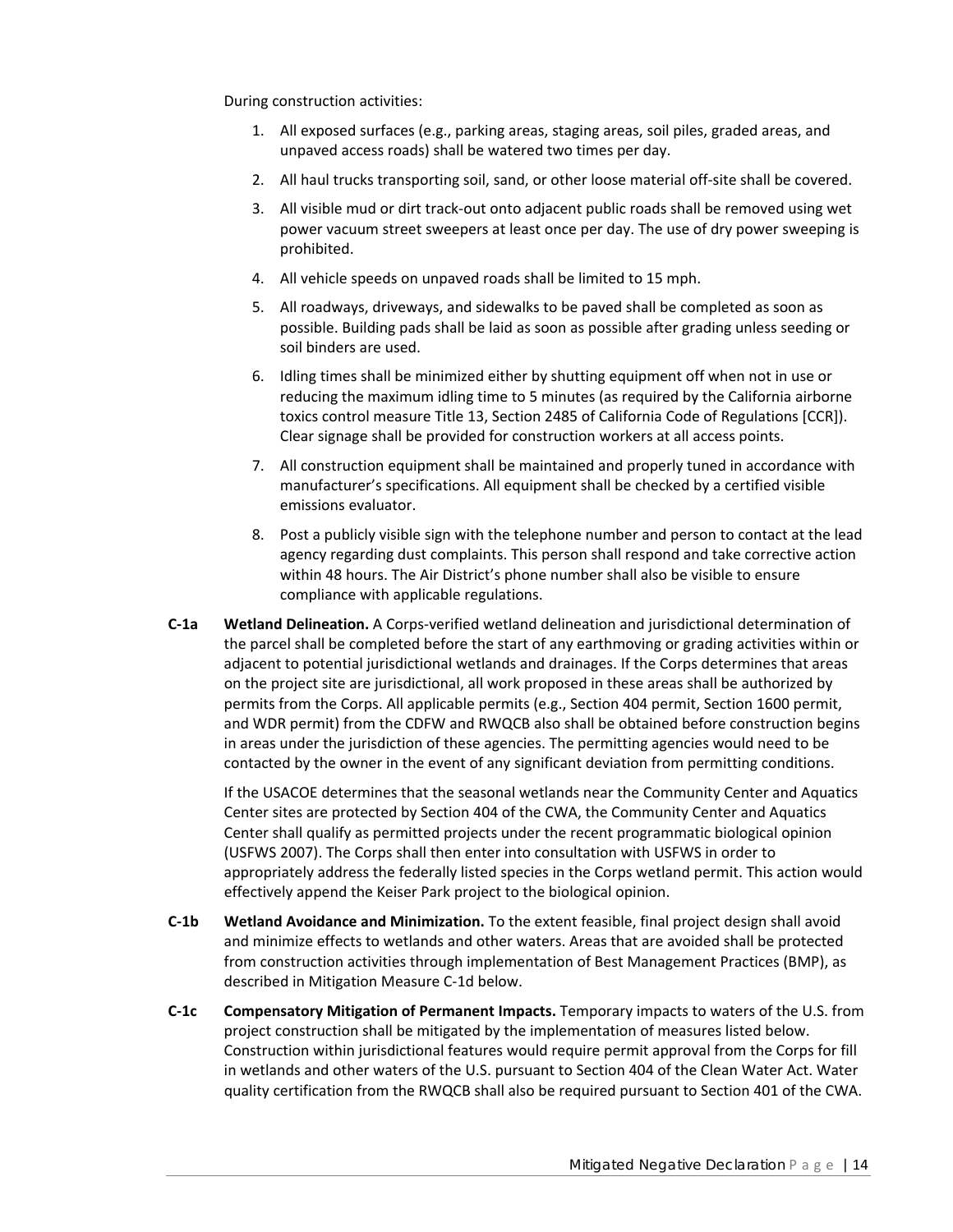During construction activities:

1. All exposed surfaces (e.g., parking areas, staging areas, soil piles, graded areas, and unpaved access roads) shall be watered two times per day.
2. All haul trucks transporting soil, sand, or other loose material off-site shall be covered.
3. All visible mud or dirt track-out onto adjacent public roads shall be removed using wet power vacuum street sweepers at least once per day. The use of dry power sweeping is prohibited.
4. All vehicle speeds on unpaved roads shall be limited to 15 mph.
5. All roadways, driveways, and sidewalks to be paved shall be completed as soon as possible. Building pads shall be laid as soon as possible after grading unless seeding or soil binders are used.
6. Idling times shall be minimized either by shutting equipment off when not in use or reducing the maximum idling time to 5 minutes (as required by the California airborne toxics control measure Title 13, Section 2485 of California Code of Regulations [CCR]). Clear signage shall be provided for construction workers at all access points.
7. All construction equipment shall be maintained and properly tuned in accordance with manufacturer's specifications. All equipment shall be checked by a certified visible emissions evaluator.
8. Post a publicly visible sign with the telephone number and person to contact at the lead agency regarding dust complaints. This person shall respond and take corrective action within 48 hours. The Air District's phone number shall also be visible to ensure compliance with applicable regulations.

**C-1a** **Wetland Delineation.** A Corps-verified wetland delineation and jurisdictional determination of the parcel shall be completed before the start of any earthmoving or grading activities within or adjacent to potential jurisdictional wetlands and drainages. If the Corps determines that areas on the project site are jurisdictional, all work proposed in these areas shall be authorized by permits from the Corps. All applicable permits (e.g., Section 404 permit, Section 1600 permit, and WDR permit) from the CDFW and RWQCB also shall be obtained before construction begins in areas under the jurisdiction of these agencies. The permitting agencies would need to be contacted by the owner in the event of any significant deviation from permitting conditions.

If the USACOE determines that the seasonal wetlands near the Community Center and Aquatics Center sites are protected by Section 404 of the CWA, the Community Center and Aquatics Center shall qualify as permitted projects under the recent programmatic biological opinion (USFWS 2007). The Corps shall then enter into consultation with USFWS in order to appropriately address the federally listed species in the Corps wetland permit. This action would effectively append the Keiser Park project to the biological opinion.

**C-1b** **Wetland Avoidance and Minimization.** To the extent feasible, final project design shall avoid and minimize effects to wetlands and other waters. Areas that are avoided shall be protected from construction activities through implementation of Best Management Practices (BMP), as described in Mitigation Measure C-1d below.

**C-1c** **Compensatory Mitigation of Permanent Impacts.** Temporary impacts to waters of the U.S. from project construction shall be mitigated by the implementation of measures listed below. Construction within jurisdictional features would require permit approval from the Corps for fill in wetlands and other waters of the U.S. pursuant to Section 404 of the Clean Water Act. Water quality certification from the RWQCB shall also be required pursuant to Section 401 of the CWA.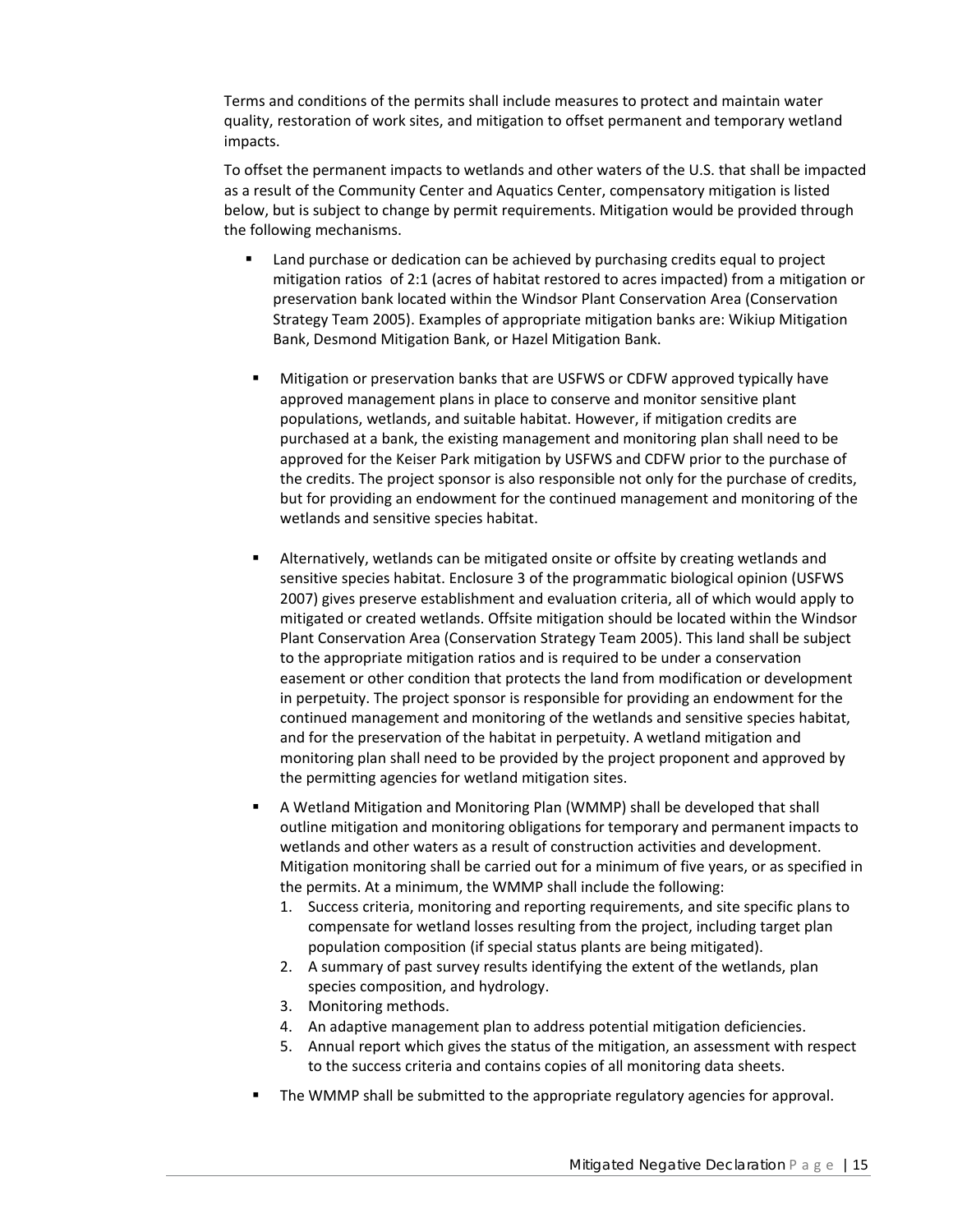Terms and conditions of the permits shall include measures to protect and maintain water quality, restoration of work sites, and mitigation to offset permanent and temporary wetland impacts.

To offset the permanent impacts to wetlands and other waters of the U.S. that shall be impacted as a result of the Community Center and Aquatics Center, compensatory mitigation is listed below, but is subject to change by permit requirements. Mitigation would be provided through the following mechanisms.

- Land purchase or dedication can be achieved by purchasing credits equal to project mitigation ratios of 2:1 (acres of habitat restored to acres impacted) from a mitigation or preservation bank located within the Windsor Plant Conservation Area (Conservation Strategy Team 2005). Examples of appropriate mitigation banks are: Wikiup Mitigation Bank, Desmond Mitigation Bank, or Hazel Mitigation Bank.

- Mitigation or preservation banks that are USFWS or CDFW approved typically have approved management plans in place to conserve and monitor sensitive plant populations, wetlands, and suitable habitat. However, if mitigation credits are purchased at a bank, the existing management and monitoring plan shall need to be approved for the Keiser Park mitigation by USFWS and CDFW prior to the purchase of the credits. The project sponsor is also responsible not only for the purchase of credits, but for providing an endowment for the continued management and monitoring of the wetlands and sensitive species habitat.

- Alternatively, wetlands can be mitigated onsite or offsite by creating wetlands and sensitive species habitat. Enclosure 3 of the programmatic biological opinion (USFWS 2007) gives preserve establishment and evaluation criteria, all of which would apply to mitigated or created wetlands. Offsite mitigation should be located within the Windsor Plant Conservation Area (Conservation Strategy Team 2005). This land shall be subject to the appropriate mitigation ratios and is required to be under a conservation easement or other condition that protects the land from modification or development in perpetuity. The project sponsor is responsible for providing an endowment for the continued management and monitoring of the wetlands and sensitive species habitat, and for the preservation of the habitat in perpetuity. A wetland mitigation and monitoring plan shall need to be provided by the project proponent and approved by the permitting agencies for wetland mitigation sites.

- A Wetland Mitigation and Monitoring Plan (WMMP) shall be developed that shall outline mitigation and monitoring obligations for temporary and permanent impacts to wetlands and other waters as a result of construction activities and development. Mitigation monitoring shall be carried out for a minimum of five years, or as specified in the permits. At a minimum, the WMMP shall include the following:
  1. Success criteria, monitoring and reporting requirements, and site specific plans to compensate for wetland losses resulting from the project, including target plan population composition (if special status plants are being mitigated).
  2. A summary of past survey results identifying the extent of the wetlands, plan species composition, and hydrology.
  3. Monitoring methods.
  4. An adaptive management plan to address potential mitigation deficiencies.
  5. Annual report which gives the status of the mitigation, an assessment with respect to the success criteria and contains copies of all monitoring data sheets.

- The WMMP shall be submitted to the appropriate regulatory agencies for approval.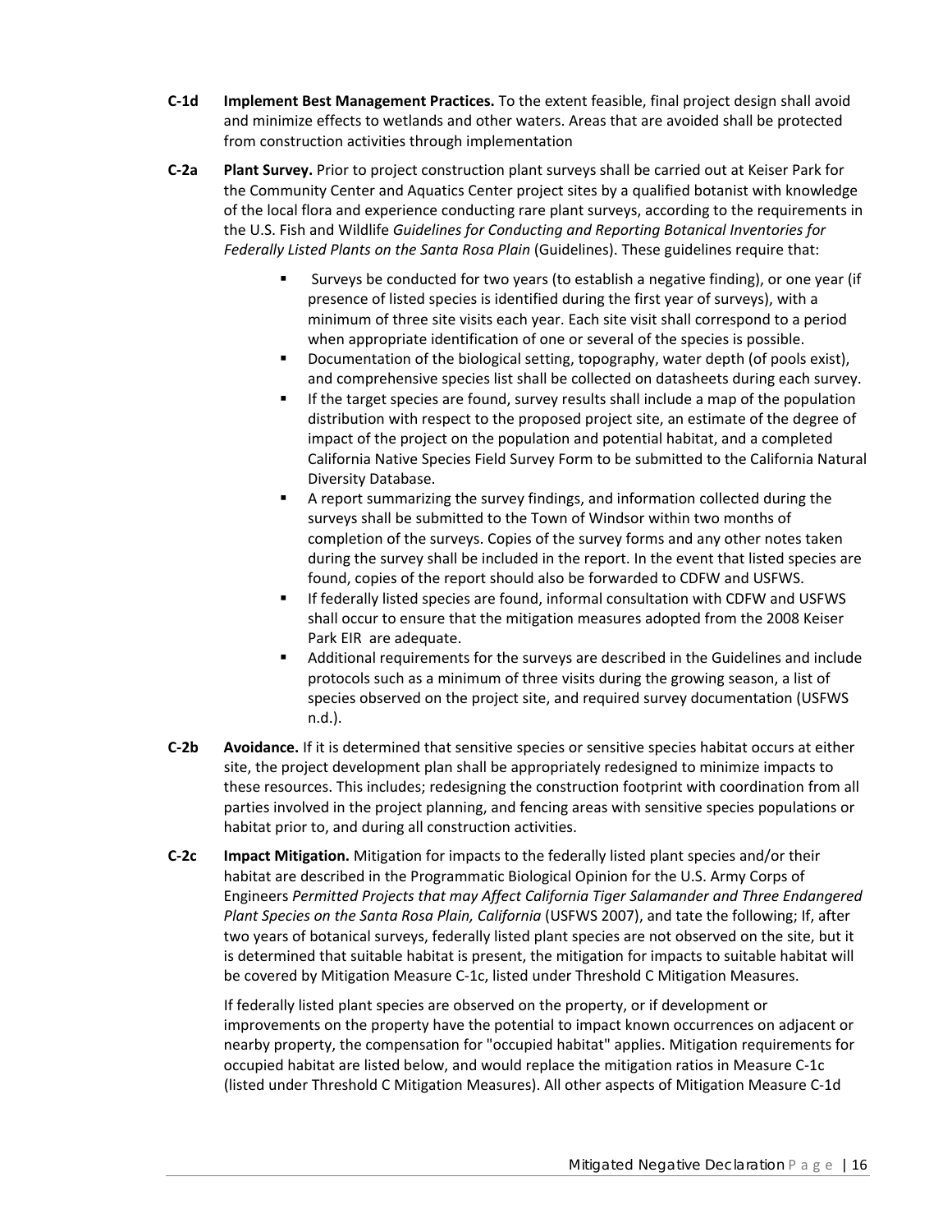**C-1d Implement Best Management Practices.** To the extent feasible, final project design shall avoid and minimize effects to wetlands and other waters. Areas that are avoided shall be protected from construction activities through implementation

**C-2a Plant Survey.** Prior to project construction plant surveys shall be carried out at Keiser Park for the Community Center and Aquatics Center project sites by a qualified botanist with knowledge of the local flora and experience conducting rare plant surveys, according to the requirements in the U.S. Fish and Wildlife *Guidelines for Conducting and Reporting Botanical Inventories for Federally Listed Plants on the Santa Rosa Plain* (Guidelines). These guidelines require that:

- Surveys be conducted for two years (to establish a negative finding), or one year (if presence of listed species is identified during the first year of surveys), with a minimum of three site visits each year. Each site visit shall correspond to a period when appropriate identification of one or several of the species is possible.
- Documentation of the biological setting, topography, water depth (of pools exist), and comprehensive species list shall be collected on datasheets during each survey.
- If the target species are found, survey results shall include a map of the population distribution with respect to the proposed project site, an estimate of the degree of impact of the project on the population and potential habitat, and a completed California Native Species Field Survey Form to be submitted to the California Natural Diversity Database.
- A report summarizing the survey findings, and information collected during the surveys shall be submitted to the Town of Windsor within two months of completion of the surveys. Copies of the survey forms and any other notes taken during the survey shall be included in the report. In the event that listed species are found, copies of the report should also be forwarded to CDFW and USFWS.
- If federally listed species are found, informal consultation with CDFW and USFWS shall occur to ensure that the mitigation measures adopted from the 2008 Keiser Park EIR are adequate.
- Additional requirements for the surveys are described in the Guidelines and include protocols such as a minimum of three visits during the growing season, a list of species observed on the project site, and required survey documentation (USFWS n.d.).

**C-2b Avoidance.** If it is determined that sensitive species or sensitive species habitat occurs at either site, the project development plan shall be appropriately redesigned to minimize impacts to these resources. This includes; redesigning the construction footprint with coordination from all parties involved in the project planning, and fencing areas with sensitive species populations or habitat prior to, and during all construction activities.

**C-2c Impact Mitigation.** Mitigation for impacts to the federally listed plant species and/or their habitat are described in the Programmatic Biological Opinion for the U.S. Army Corps of Engineers *Permitted Projects that may Affect California Tiger Salamander and Three Endangered Plant Species on the Santa Rosa Plain, California* (USFWS 2007), and tate the following; If, after two years of botanical surveys, federally listed plant species are not observed on the site, but it is determined that suitable habitat is present, the mitigation for impacts to suitable habitat will be covered by Mitigation Measure C-1c, listed under Threshold C Mitigation Measures.

If federally listed plant species are observed on the property, or if development or improvements on the property have the potential to impact known occurrences on adjacent or nearby property, the compensation for "occupied habitat" applies. Mitigation requirements for occupied habitat are listed below, and would replace the mitigation ratios in Measure C-1c (listed under Threshold C Mitigation Measures). All other aspects of Mitigation Measure C-1d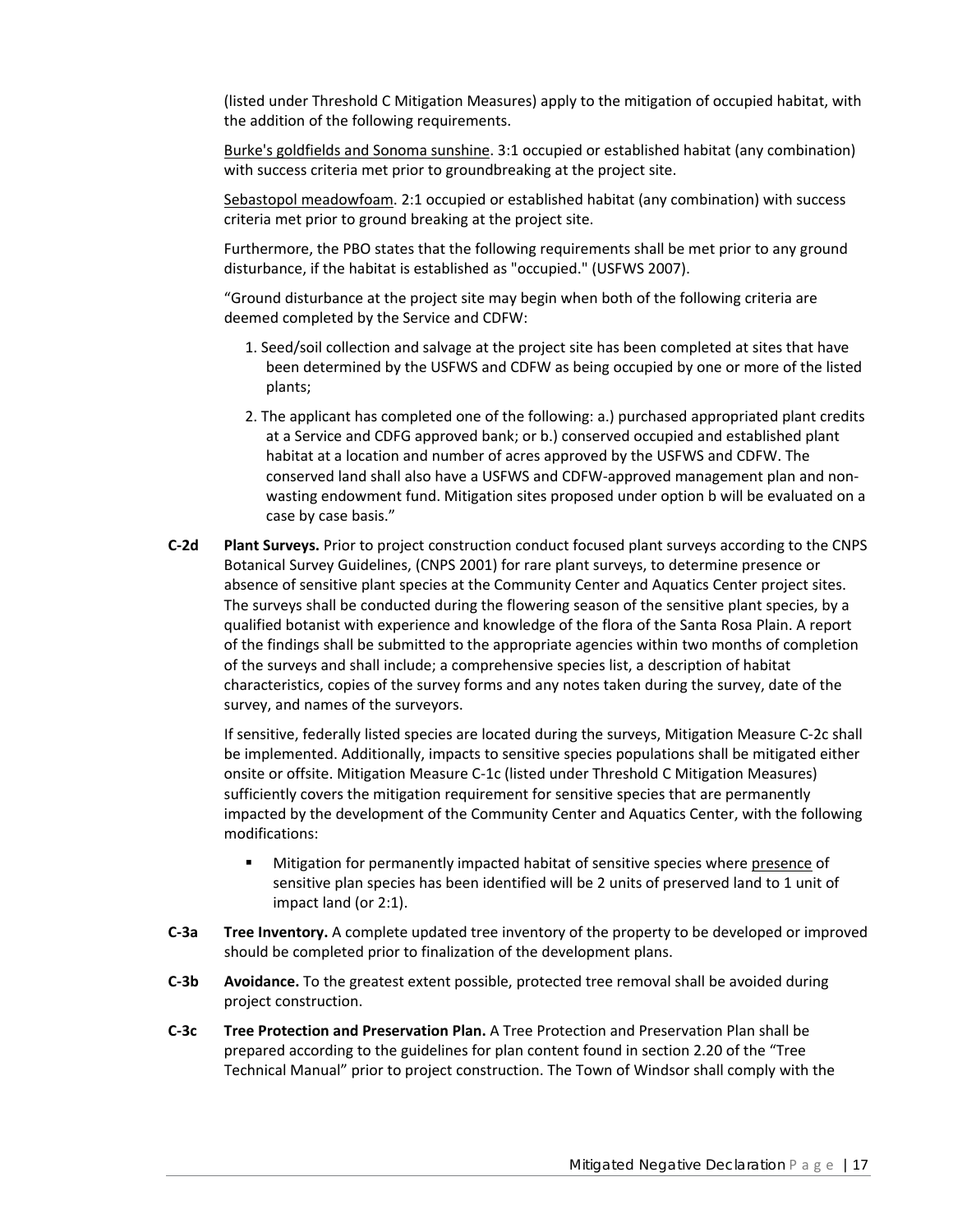(listed under Threshold C Mitigation Measures) apply to the mitigation of occupied habitat, with the addition of the following requirements.

<u>Burke's goldfields and Sonoma sunshine</u>. 3:1 occupied or established habitat (any combination) with success criteria met prior to groundbreaking at the project site.

<u>Sebastopol meadowfoam</u>. 2:1 occupied or established habitat (any combination) with success criteria met prior to ground breaking at the project site.

Furthermore, the PBO states that the following requirements shall be met prior to any ground disturbance, if the habitat is established as "occupied." (USFWS 2007).

"Ground disturbance at the project site may begin when both of the following criteria are deemed completed by the Service and CDFW:

1. Seed/soil collection and salvage at the project site has been completed at sites that have been determined by the USFWS and CDFW as being occupied by one or more of the listed plants;
2. The applicant has completed one of the following: a.) purchased appropriated plant credits at a Service and CDFG approved bank; or b.) conserved occupied and established plant habitat at a location and number of acres approved by the USFWS and CDFW. The conserved land shall also have a USFWS and CDFW-approved management plan and non-wasting endowment fund. Mitigation sites proposed under option b will be evaluated on a case by case basis."

**C-2d** **Plant Surveys.** Prior to project construction conduct focused plant surveys according to the CNPS Botanical Survey Guidelines, (CNPS 2001) for rare plant surveys, to determine presence or absence of sensitive plant species at the Community Center and Aquatics Center project sites. The surveys shall be conducted during the flowering season of the sensitive plant species, by a qualified botanist with experience and knowledge of the flora of the Santa Rosa Plain. A report of the findings shall be submitted to the appropriate agencies within two months of completion of the surveys and shall include; a comprehensive species list, a description of habitat characteristics, copies of the survey forms and any notes taken during the survey, date of the survey, and names of the surveyors.

If sensitive, federally listed species are located during the surveys, Mitigation Measure C-2c shall be implemented. Additionally, impacts to sensitive species populations shall be mitigated either onsite or offsite. Mitigation Measure C-1c (listed under Threshold C Mitigation Measures) sufficiently covers the mitigation requirement for sensitive species that are permanently impacted by the development of the Community Center and Aquatics Center, with the following modifications:

- Mitigation for permanently impacted habitat of sensitive species where <u>presence</u> of sensitive plan species has been identified will be 2 units of preserved land to 1 unit of impact land (or 2:1).

**C-3a** **Tree Inventory.** A complete updated tree inventory of the property to be developed or improved should be completed prior to finalization of the development plans.

**C-3b** **Avoidance.** To the greatest extent possible, protected tree removal shall be avoided during project construction.

**C-3c** **Tree Protection and Preservation Plan.** A Tree Protection and Preservation Plan shall be prepared according to the guidelines for plan content found in section 2.20 of the "Tree Technical Manual" prior to project construction. The Town of Windsor shall comply with the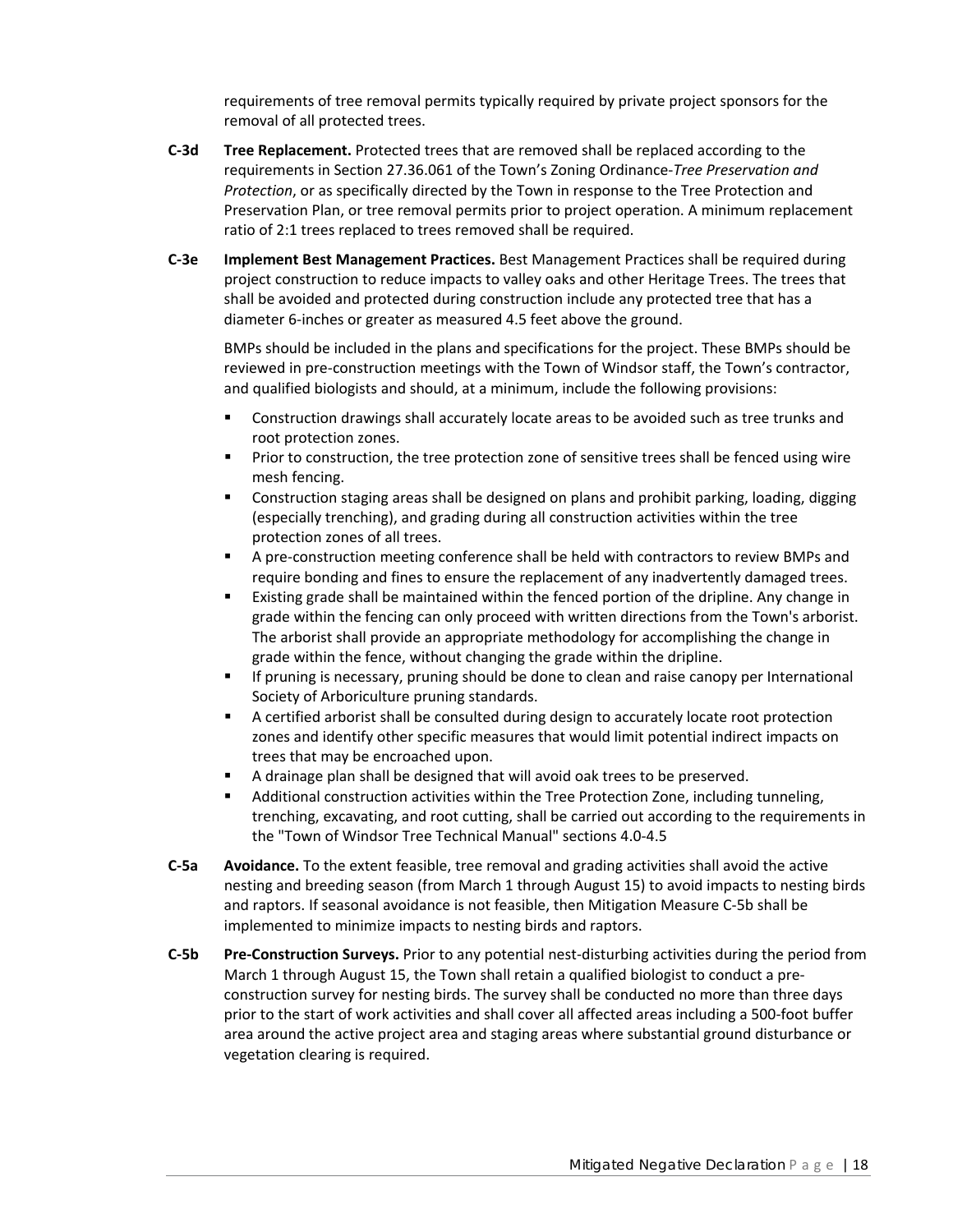requirements of tree removal permits typically required by private project sponsors for the removal of all protected trees.

**C-3d** **Tree Replacement.** Protected trees that are removed shall be replaced according to the requirements in Section 27.36.061 of the Town's Zoning Ordinance-*Tree Preservation and Protection*, or as specifically directed by the Town in response to the Tree Protection and Preservation Plan, or tree removal permits prior to project operation. A minimum replacement ratio of 2:1 trees replaced to trees removed shall be required.

**C-3e** **Implement Best Management Practices.** Best Management Practices shall be required during project construction to reduce impacts to valley oaks and other Heritage Trees. The trees that shall be avoided and protected during construction include any protected tree that has a diameter 6-inches or greater as measured 4.5 feet above the ground.

BMPs should be included in the plans and specifications for the project. These BMPs should be reviewed in pre-construction meetings with the Town of Windsor staff, the Town's contractor, and qualified biologists and should, at a minimum, include the following provisions:

- Construction drawings shall accurately locate areas to be avoided such as tree trunks and root protection zones.
- Prior to construction, the tree protection zone of sensitive trees shall be fenced using wire mesh fencing.
- Construction staging areas shall be designed on plans and prohibit parking, loading, digging (especially trenching), and grading during all construction activities within the tree protection zones of all trees.
- A pre-construction meeting conference shall be held with contractors to review BMPs and require bonding and fines to ensure the replacement of any inadvertently damaged trees.
- Existing grade shall be maintained within the fenced portion of the dripline. Any change in grade within the fencing can only proceed with written directions from the Town's arborist. The arborist shall provide an appropriate methodology for accomplishing the change in grade within the fence, without changing the grade within the dripline.
- If pruning is necessary, pruning should be done to clean and raise canopy per International Society of Arboriculture pruning standards.
- A certified arborist shall be consulted during design to accurately locate root protection zones and identify other specific measures that would limit potential indirect impacts on trees that may be encroached upon.
- A drainage plan shall be designed that will avoid oak trees to be preserved.
- Additional construction activities within the Tree Protection Zone, including tunneling, trenching, excavating, and root cutting, shall be carried out according to the requirements in the "Town of Windsor Tree Technical Manual" sections 4.0-4.5

**C-5a** **Avoidance.** To the extent feasible, tree removal and grading activities shall avoid the active nesting and breeding season (from March 1 through August 15) to avoid impacts to nesting birds and raptors. If seasonal avoidance is not feasible, then Mitigation Measure C-5b shall be implemented to minimize impacts to nesting birds and raptors.

**C-5b** **Pre-Construction Surveys.** Prior to any potential nest-disturbing activities during the period from March 1 through August 15, the Town shall retain a qualified biologist to conduct a pre-construction survey for nesting birds. The survey shall be conducted no more than three days prior to the start of work activities and shall cover all affected areas including a 500-foot buffer area around the active project area and staging areas where substantial ground disturbance or vegetation clearing is required.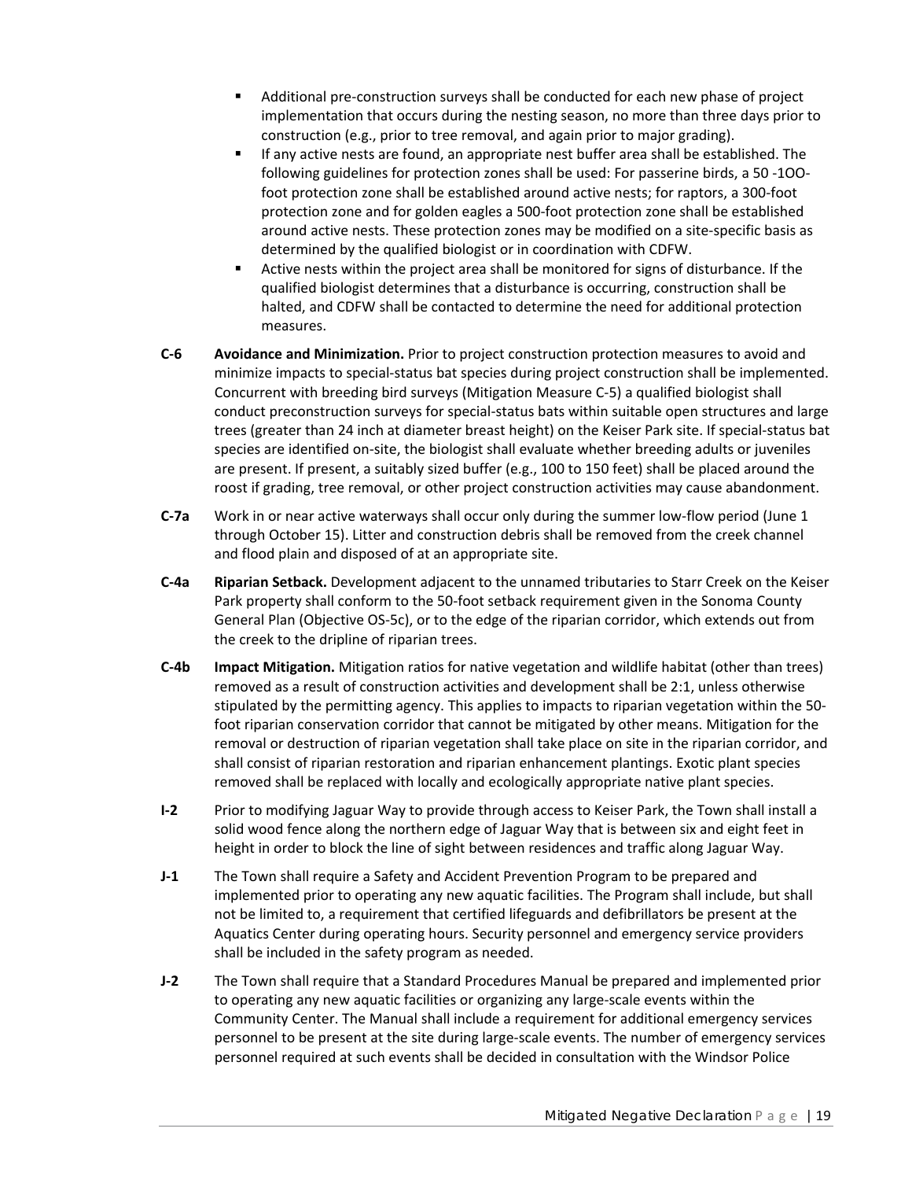- Additional pre-construction surveys shall be conducted for each new phase of project implementation that occurs during the nesting season, no more than three days prior to construction (e.g., prior to tree removal, and again prior to major grading).
- If any active nests are found, an appropriate nest buffer area shall be established. The following guidelines for protection zones shall be used: For passerine birds, a 50 -1OO-foot protection zone shall be established around active nests; for raptors, a 300-foot protection zone and for golden eagles a 500-foot protection zone shall be established around active nests. These protection zones may be modified on a site-specific basis as determined by the qualified biologist or in coordination with CDFW.
- Active nests within the project area shall be monitored for signs of disturbance. If the qualified biologist determines that a disturbance is occurring, construction shall be halted, and CDFW shall be contacted to determine the need for additional protection measures.

**C-6** **Avoidance and Minimization.** Prior to project construction protection measures to avoid and minimize impacts to special-status bat species during project construction shall be implemented. Concurrent with breeding bird surveys (Mitigation Measure C-5) a qualified biologist shall conduct preconstruction surveys for special-status bats within suitable open structures and large trees (greater than 24 inch at diameter breast height) on the Keiser Park site. If special-status bat species are identified on-site, the biologist shall evaluate whether breeding adults or juveniles are present. If present, a suitably sized buffer (e.g., 100 to 150 feet) shall be placed around the roost if grading, tree removal, or other project construction activities may cause abandonment.

**C-7a** Work in or near active waterways shall occur only during the summer low-flow period (June 1 through October 15). Litter and construction debris shall be removed from the creek channel and flood plain and disposed of at an appropriate site.

**C-4a** **Riparian Setback.** Development adjacent to the unnamed tributaries to Starr Creek on the Keiser Park property shall conform to the 50-foot setback requirement given in the Sonoma County General Plan (Objective OS-5c), or to the edge of the riparian corridor, which extends out from the creek to the dripline of riparian trees.

**C-4b** **Impact Mitigation.** Mitigation ratios for native vegetation and wildlife habitat (other than trees) removed as a result of construction activities and development shall be 2:1, unless otherwise stipulated by the permitting agency. This applies to impacts to riparian vegetation within the 50-foot riparian conservation corridor that cannot be mitigated by other means. Mitigation for the removal or destruction of riparian vegetation shall take place on site in the riparian corridor, and shall consist of riparian restoration and riparian enhancement plantings. Exotic plant species removed shall be replaced with locally and ecologically appropriate native plant species.

**I-2** Prior to modifying Jaguar Way to provide through access to Keiser Park, the Town shall install a solid wood fence along the northern edge of Jaguar Way that is between six and eight feet in height in order to block the line of sight between residences and traffic along Jaguar Way.

**J-1** The Town shall require a Safety and Accident Prevention Program to be prepared and implemented prior to operating any new aquatic facilities. The Program shall include, but shall not be limited to, a requirement that certified lifeguards and defibrillators be present at the Aquatics Center during operating hours. Security personnel and emergency service providers shall be included in the safety program as needed.

**J-2** The Town shall require that a Standard Procedures Manual be prepared and implemented prior to operating any new aquatic facilities or organizing any large-scale events within the Community Center. The Manual shall include a requirement for additional emergency services personnel to be present at the site during large-scale events. The number of emergency services personnel required at such events shall be decided in consultation with the Windsor Police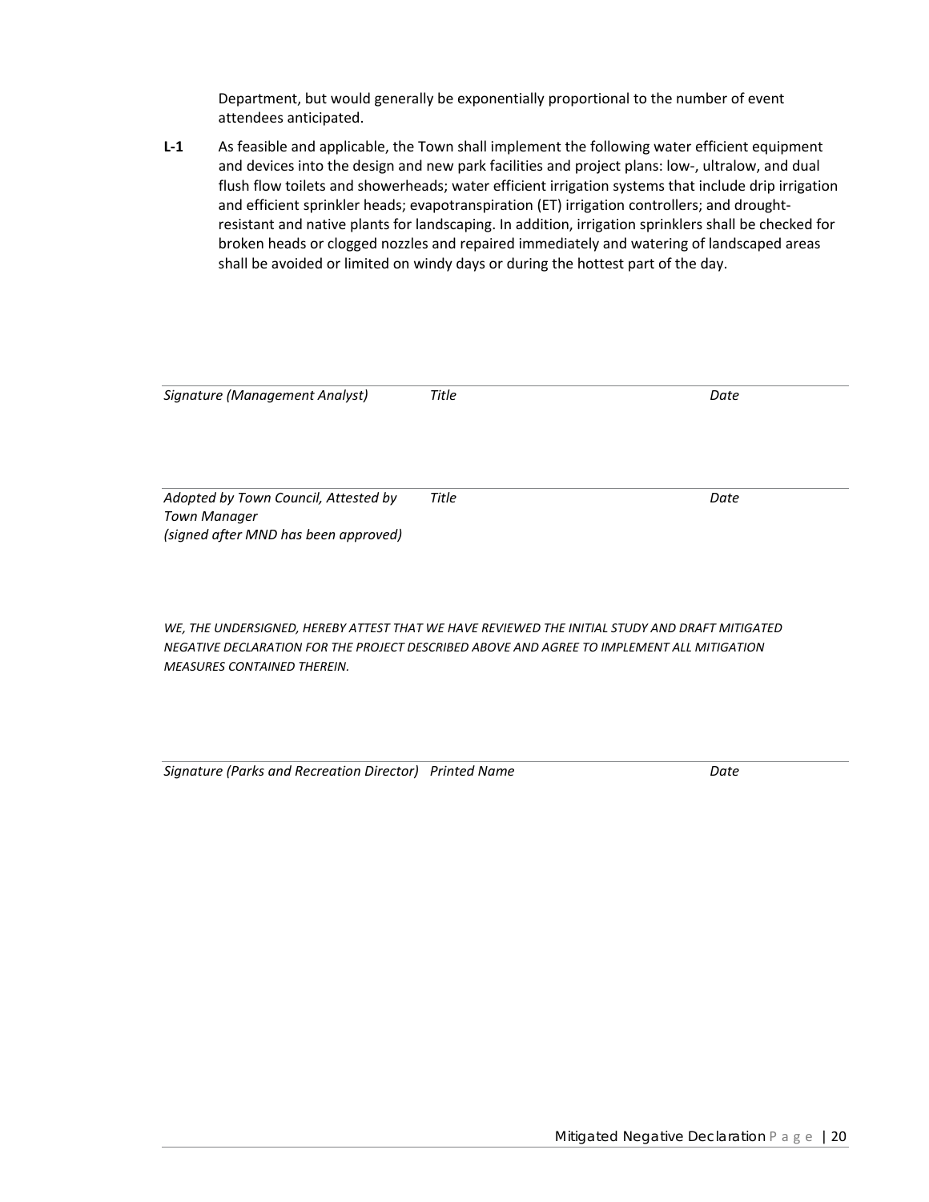Department, but would generally be exponentially proportional to the number of event attendees anticipated.

**L-1** As feasible and applicable, the Town shall implement the following water efficient equipment and devices into the design and new park facilities and project plans: low-, ultralow, and dual flush flow toilets and showerheads; water efficient irrigation systems that include drip irrigation and efficient sprinkler heads; evapotranspiration (ET) irrigation controllers; and drought-resistant and native plants for landscaping. In addition, irrigation sprinklers shall be checked for broken heads or clogged nozzles and repaired immediately and watering of landscaped areas shall be avoided or limited on windy days or during the hottest part of the day.

| | | |
|---|---|---|
| *Signature (Management Analyst)* | *Title* | *Date* |

| | | |
|---|---|---|
| *Adopted by Town Council, Attested by Town Manager (signed after MND has been approved)* | *Title* | *Date* |

*WE, THE UNDERSIGNED, HEREBY ATTEST THAT WE HAVE REVIEWED THE INITIAL STUDY AND DRAFT MITIGATED NEGATIVE DECLARATION FOR THE PROJECT DESCRIBED ABOVE AND AGREE TO IMPLEMENT ALL MITIGATION MEASURES CONTAINED THEREIN.*

| | | |
|---|---|---|
| *Signature (Parks and Recreation Director)* | *Printed Name* | *Date* |